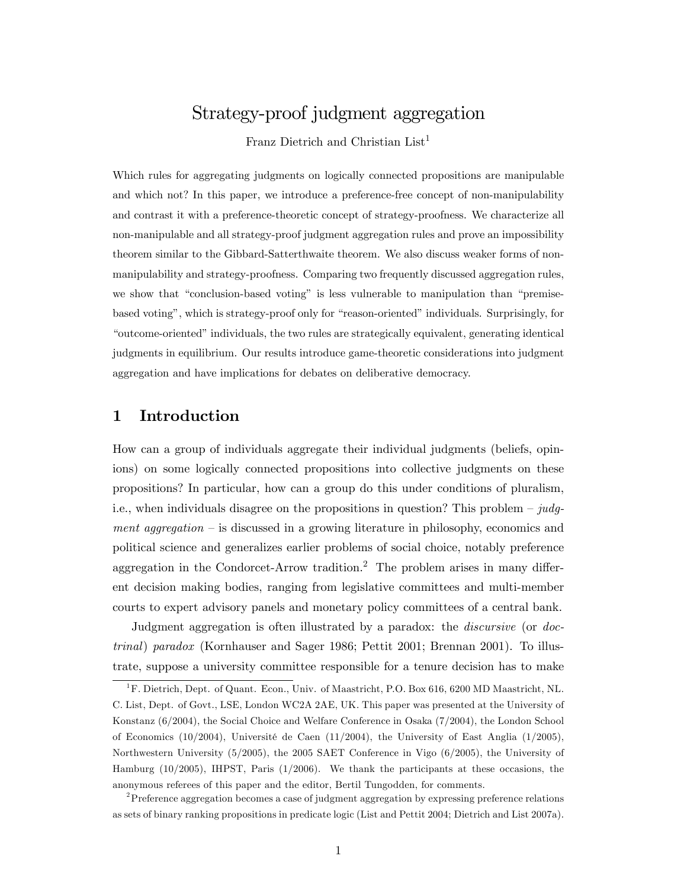# Strategy-proof judgment aggregation

Franz Dietrich and Christian List[1]

Which rules for aggregating judgments on logically connected propositions are manipulable and which not? In this paper, we introduce a preference-free concept of non-manipulability and contrast it with a preference-theoretic concept of strategy-proofness. We characterize all non-manipulable and all strategy-proof judgment aggregation rules and prove an impossibility theorem similar to the Gibbard-Satterthwaite theorem. We also discuss weaker forms of non-manipulability and strategy-proofness. Comparing two frequently discussed aggregation rules, we show that "conclusion-based voting" is less vulnerable to manipulation than "premise-based voting", which is strategy-proof only for "reason-oriented" individuals. Surprisingly, for "outcome-oriented" individuals, the two rules are strategically equivalent, generating identical judgments in equilibrium. Our results introduce game-theoretic considerations into judgment aggregation and have implications for debates on deliberative democracy.

## 1 Introduction

How can a group of individuals aggregate their individual judgments (beliefs, opinions) on some logically connected propositions into collective judgments on these propositions? In particular, how can a group do this under conditions of pluralism, i.e., when individuals disagree on the propositions in question? This problem – *judgment aggregation* – is discussed in a growing literature in philosophy, economics and political science and generalizes earlier problems of social choice, notably preference aggregation in the Condorcet-Arrow tradition.[2] The problem arises in many different decision making bodies, ranging from legislative committees and multi-member courts to expert advisory panels and monetary policy committees of a central bank.

Judgment aggregation is often illustrated by a paradox: the *discursive* (or *doctrinal*) *paradox* (Kornhauser and Sager 1986; Pettit 2001; Brennan 2001). To illustrate, suppose a university committee responsible for a tenure decision has to make

---

[1] F. Dietrich, Dept. of Quant. Econ., Univ. of Maastricht, P.O. Box 616, 6200 MD Maastricht, NL. C. List, Dept. of Govt., LSE, London WC2A 2AE, UK. This paper was presented at the University of Konstanz (6/2004), the Social Choice and Welfare Conference in Osaka (7/2004), the London School of Economics (10/2004), Université de Caen (11/2004), the University of East Anglia (1/2005), Northwestern University (5/2005), the 2005 SAET Conference in Vigo (6/2005), the University of Hamburg (10/2005), IHPST, Paris (1/2006). We thank the participants at these occasions, the anonymous referees of this paper and the editor, Bertil Tungodden, for comments.

[2] Preference aggregation becomes a case of judgment aggregation by expressing preference relations as sets of binary ranking propositions in predicate logic (List and Pettit 2004; Dietrich and List 2007a).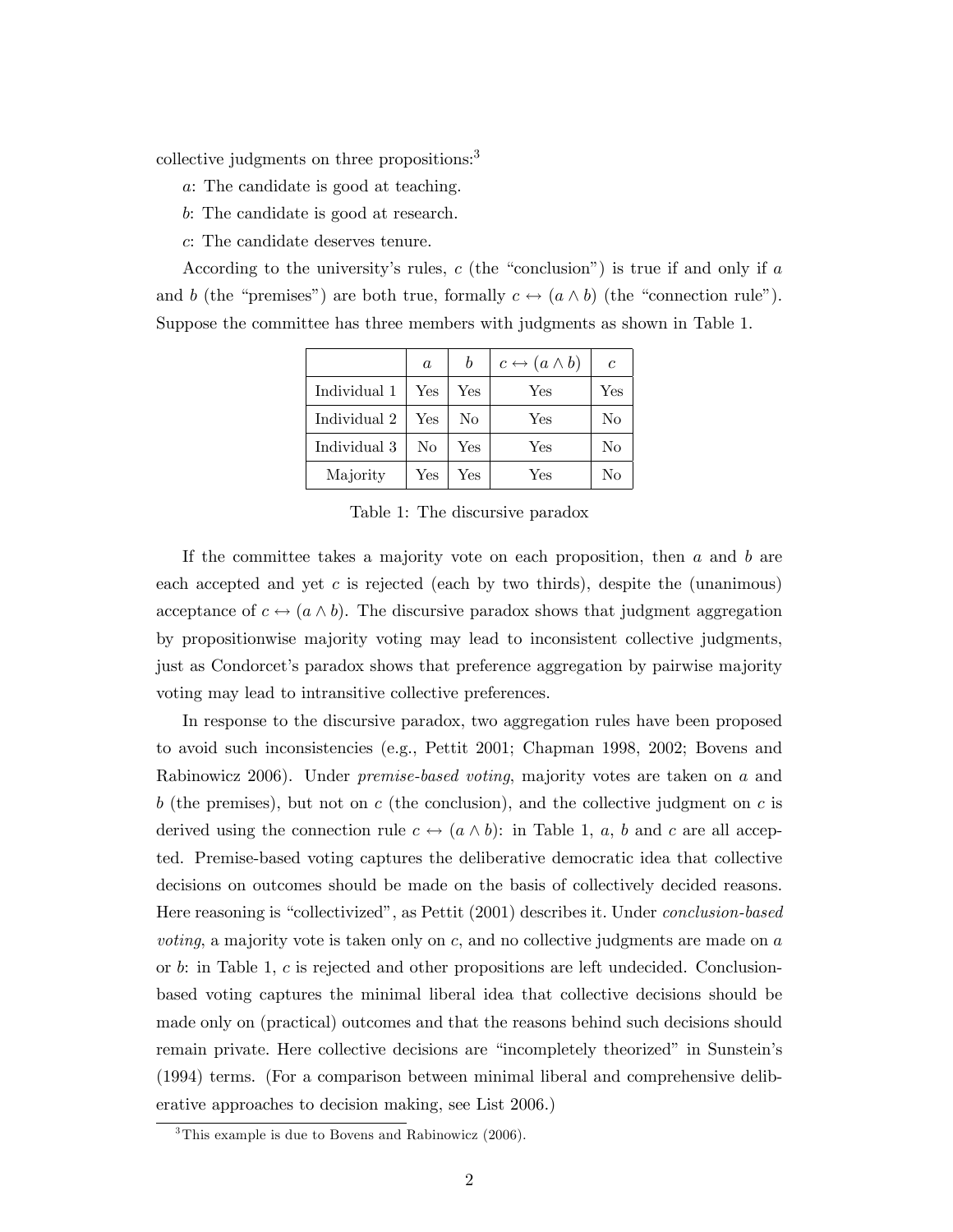collective judgments on three propositions:[3]

$a$: The candidate is good at teaching.

$b$: The candidate is good at research.

$c$: The candidate deserves tenure.

According to the university's rules, $c$ (the "conclusion") is true if and only if $a$ and $b$ (the "premises") are both true, formally $c \leftrightarrow (a \wedge b)$ (the "connection rule"). Suppose the committee has three members with judgments as shown in Table 1.

| | $a$ | $b$ | $c \leftrightarrow (a \wedge b)$ | $c$ |
|---|---|---|---|---|
| Individual 1 | Yes | Yes | Yes | Yes |
| Individual 2 | Yes | No | Yes | No |
| Individual 3 | No | Yes | Yes | No |
| Majority | Yes | Yes | Yes | No |

Table 1: The discursive paradox

If the committee takes a majority vote on each proposition, then $a$ and $b$ are each accepted and yet $c$ is rejected (each by two thirds), despite the (unanimous) acceptance of $c \leftrightarrow (a \wedge b)$. The discursive paradox shows that judgment aggregation by propositionwise majority voting may lead to inconsistent collective judgments, just as Condorcet's paradox shows that preference aggregation by pairwise majority voting may lead to intransitive collective preferences.

In response to the discursive paradox, two aggregation rules have been proposed to avoid such inconsistencies (e.g., Pettit 2001; Chapman 1998, 2002; Bovens and Rabinowicz 2006). Under *premise-based voting*, majority votes are taken on $a$ and $b$ (the premises), but not on $c$ (the conclusion), and the collective judgment on $c$ is derived using the connection rule $c \leftrightarrow (a \wedge b)$: in Table 1, $a$, $b$ and $c$ are all accepted. Premise-based voting captures the deliberative democratic idea that collective decisions on outcomes should be made on the basis of collectively decided reasons. Here reasoning is "collectivized", as Pettit (2001) describes it. Under *conclusion-based voting*, a majority vote is taken only on $c$, and no collective judgments are made on $a$ or $b$: in Table 1, $c$ is rejected and other propositions are left undecided. Conclusion-based voting captures the minimal liberal idea that collective decisions should be made only on (practical) outcomes and that the reasons behind such decisions should remain private. Here collective decisions are "incompletely theorized" in Sunstein's (1994) terms. (For a comparison between minimal liberal and comprehensive deliberative approaches to decision making, see List 2006.)

[3] This example is due to Bovens and Rabinowicz (2006).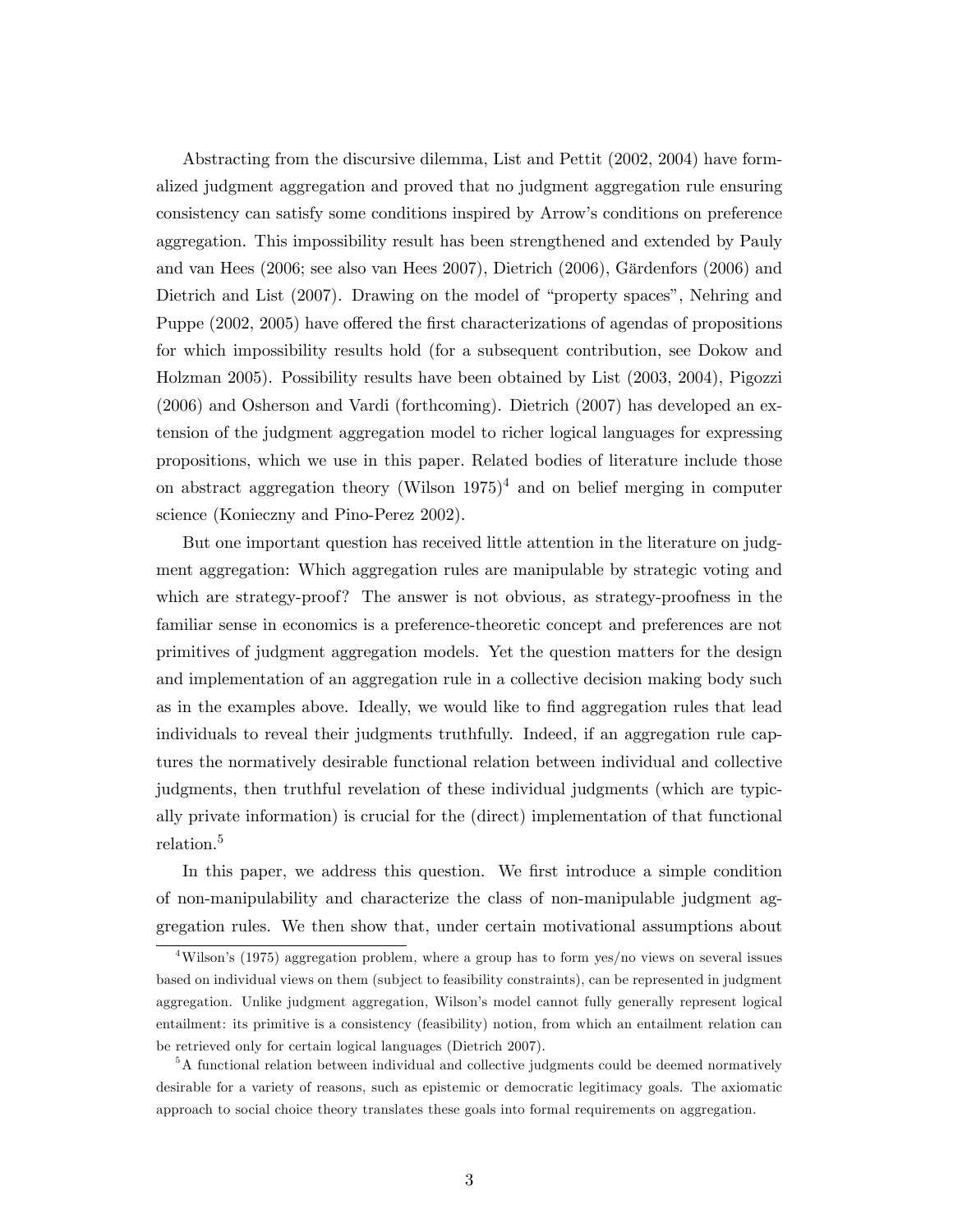Abstracting from the discursive dilemma, List and Pettit (2002, 2004) have formalized judgment aggregation and proved that no judgment aggregation rule ensuring consistency can satisfy some conditions inspired by Arrow's conditions on preference aggregation. This impossibility result has been strengthened and extended by Pauly and van Hees (2006; see also van Hees 2007), Dietrich (2006), Gärdenfors (2006) and Dietrich and List (2007). Drawing on the model of "property spaces", Nehring and Puppe (2002, 2005) have offered the first characterizations of agendas of propositions for which impossibility results hold (for a subsequent contribution, see Dokow and Holzman 2005). Possibility results have been obtained by List (2003, 2004), Pigozzi (2006) and Osherson and Vardi (forthcoming). Dietrich (2007) has developed an extension of the judgment aggregation model to richer logical languages for expressing propositions, which we use in this paper. Related bodies of literature include those on abstract aggregation theory (Wilson 1975)[4] and on belief merging in computer science (Konieczny and Pino-Perez 2002).

But one important question has received little attention in the literature on judgment aggregation: Which aggregation rules are manipulable by strategic voting and which are strategy-proof? The answer is not obvious, as strategy-proofness in the familiar sense in economics is a preference-theoretic concept and preferences are not primitives of judgment aggregation models. Yet the question matters for the design and implementation of an aggregation rule in a collective decision making body such as in the examples above. Ideally, we would like to find aggregation rules that lead individuals to reveal their judgments truthfully. Indeed, if an aggregation rule captures the normatively desirable functional relation between individual and collective judgments, then truthful revelation of these individual judgments (which are typically private information) is crucial for the (direct) implementation of that functional relation.[5]

In this paper, we address this question. We first introduce a simple condition of non-manipulability and characterize the class of non-manipulable judgment aggregation rules. We then show that, under certain motivational assumptions about

---

[4] Wilson's (1975) aggregation problem, where a group has to form yes/no views on several issues based on individual views on them (subject to feasibility constraints), can be represented in judgment aggregation. Unlike judgment aggregation, Wilson's model cannot fully generally represent logical entailment: its primitive is a consistency (feasibility) notion, from which an entailment relation can be retrieved only for certain logical languages (Dietrich 2007).

[5] A functional relation between individual and collective judgments could be deemed normatively desirable for a variety of reasons, such as epistemic or democratic legitimacy goals. The axiomatic approach to social choice theory translates these goals into formal requirements on aggregation.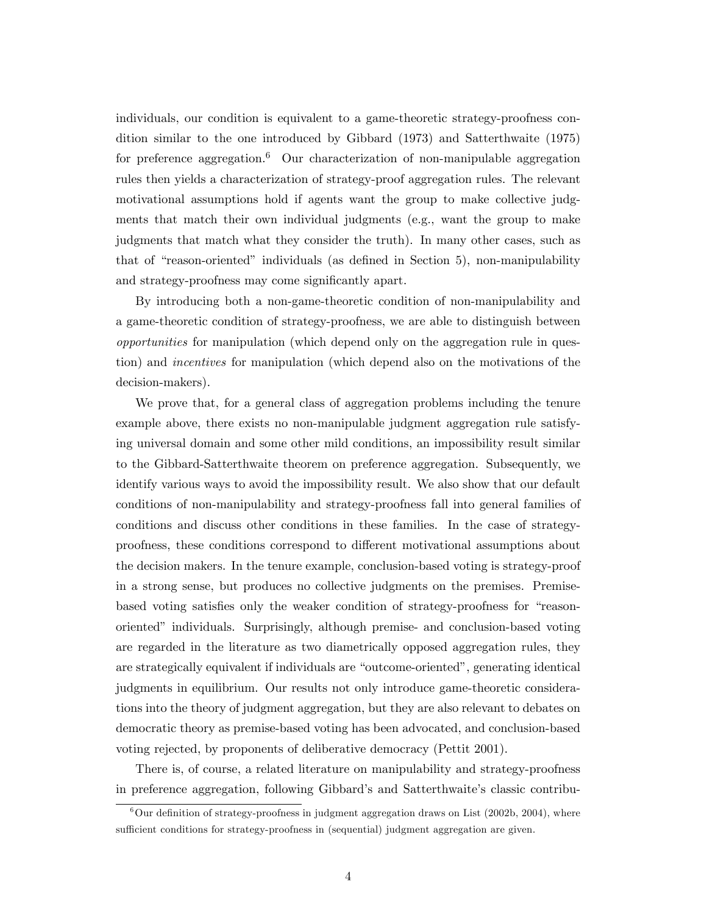individuals, our condition is equivalent to a game-theoretic strategy-proofness condition similar to the one introduced by Gibbard (1973) and Satterthwaite (1975) for preference aggregation.[6] Our characterization of non-manipulable aggregation rules then yields a characterization of strategy-proof aggregation rules. The relevant motivational assumptions hold if agents want the group to make collective judgments that match their own individual judgments (e.g., want the group to make judgments that match what they consider the truth). In many other cases, such as that of "reason-oriented" individuals (as defined in Section 5), non-manipulability and strategy-proofness may come significantly apart.

By introducing both a non-game-theoretic condition of non-manipulability and a game-theoretic condition of strategy-proofness, we are able to distinguish between *opportunities* for manipulation (which depend only on the aggregation rule in question) and *incentives* for manipulation (which depend also on the motivations of the decision-makers).

We prove that, for a general class of aggregation problems including the tenure example above, there exists no non-manipulable judgment aggregation rule satisfying universal domain and some other mild conditions, an impossibility result similar to the Gibbard-Satterthwaite theorem on preference aggregation. Subsequently, we identify various ways to avoid the impossibility result. We also show that our default conditions of non-manipulability and strategy-proofness fall into general families of conditions and discuss other conditions in these families. In the case of strategy-proofness, these conditions correspond to different motivational assumptions about the decision makers. In the tenure example, conclusion-based voting is strategy-proof in a strong sense, but produces no collective judgments on the premises. Premise-based voting satisfies only the weaker condition of strategy-proofness for "reason-oriented" individuals. Surprisingly, although premise- and conclusion-based voting are regarded in the literature as two diametrically opposed aggregation rules, they are strategically equivalent if individuals are "outcome-oriented", generating identical judgments in equilibrium. Our results not only introduce game-theoretic considerations into the theory of judgment aggregation, but they are also relevant to debates on democratic theory as premise-based voting has been advocated, and conclusion-based voting rejected, by proponents of deliberative democracy (Pettit 2001).

There is, of course, a related literature on manipulability and strategy-proofness in preference aggregation, following Gibbard's and Satterthwaite's classic contribu-

[6] Our definition of strategy-proofness in judgment aggregation draws on List (2002b, 2004), where sufficient conditions for strategy-proofness in (sequential) judgment aggregation are given.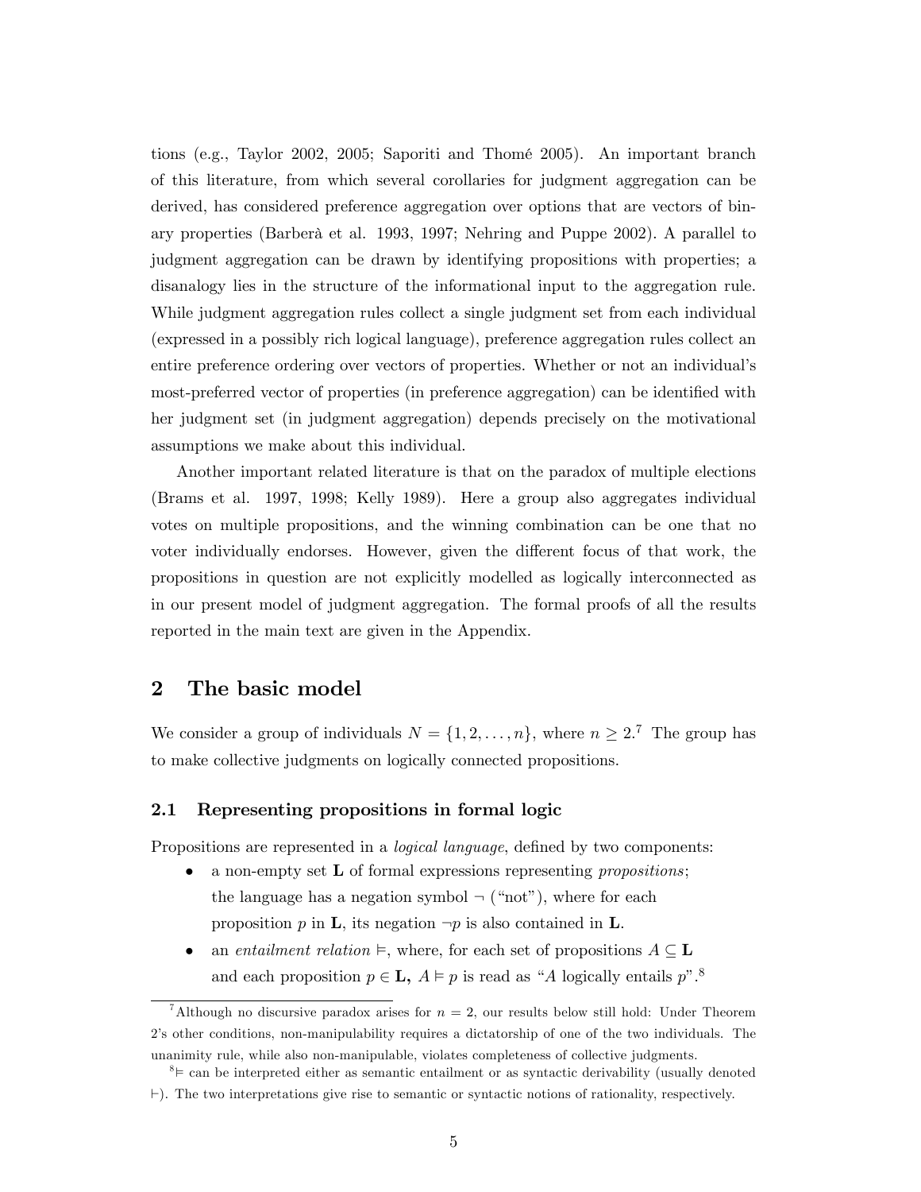tions (e.g., Taylor 2002, 2005; Saporiti and Thomé 2005). An important branch of this literature, from which several corollaries for judgment aggregation can be derived, has considered preference aggregation over options that are vectors of binary properties (Barberà et al. 1993, 1997; Nehring and Puppe 2002). A parallel to judgment aggregation can be drawn by identifying propositions with properties; a disanalogy lies in the structure of the informational input to the aggregation rule. While judgment aggregation rules collect a single judgment set from each individual (expressed in a possibly rich logical language), preference aggregation rules collect an entire preference ordering over vectors of properties. Whether or not an individual's most-preferred vector of properties (in preference aggregation) can be identified with her judgment set (in judgment aggregation) depends precisely on the motivational assumptions we make about this individual.

Another important related literature is that on the paradox of multiple elections (Brams et al. 1997, 1998; Kelly 1989). Here a group also aggregates individual votes on multiple propositions, and the winning combination can be one that no voter individually endorses. However, given the different focus of that work, the propositions in question are not explicitly modelled as logically interconnected as in our present model of judgment aggregation. The formal proofs of all the results reported in the main text are given in the Appendix.

## 2 The basic model

We consider a group of individuals $N = \{1, 2, \ldots, n\}$, where $n \geq 2$.[7] The group has to make collective judgments on logically connected propositions.

### 2.1 Representing propositions in formal logic

Propositions are represented in a *logical language*, defined by two components:

- a non-empty set $\mathbf{L}$ of formal expressions representing *propositions*; the language has a negation symbol $\neg$ ("not"), where for each proposition $p$ in $\mathbf{L}$, its negation $\neg p$ is also contained in $\mathbf{L}$.
- an *entailment relation* $\vDash$, where, for each set of propositions $A \subseteq \mathbf{L}$ and each proposition $p \in \mathbf{L}$, $A \vDash p$ is read as "$A$ logically entails $p$".[8]

[7] Although no discursive paradox arises for $n = 2$, our results below still hold: Under Theorem 2's other conditions, non-manipulability requires a dictatorship of one of the two individuals. The unanimity rule, while also non-manipulable, violates completeness of collective judgments.

[8] $\vDash$ can be interpreted either as semantic entailment or as syntactic derivability (usually denoted $\vdash$). The two interpretations give rise to semantic or syntactic notions of rationality, respectively.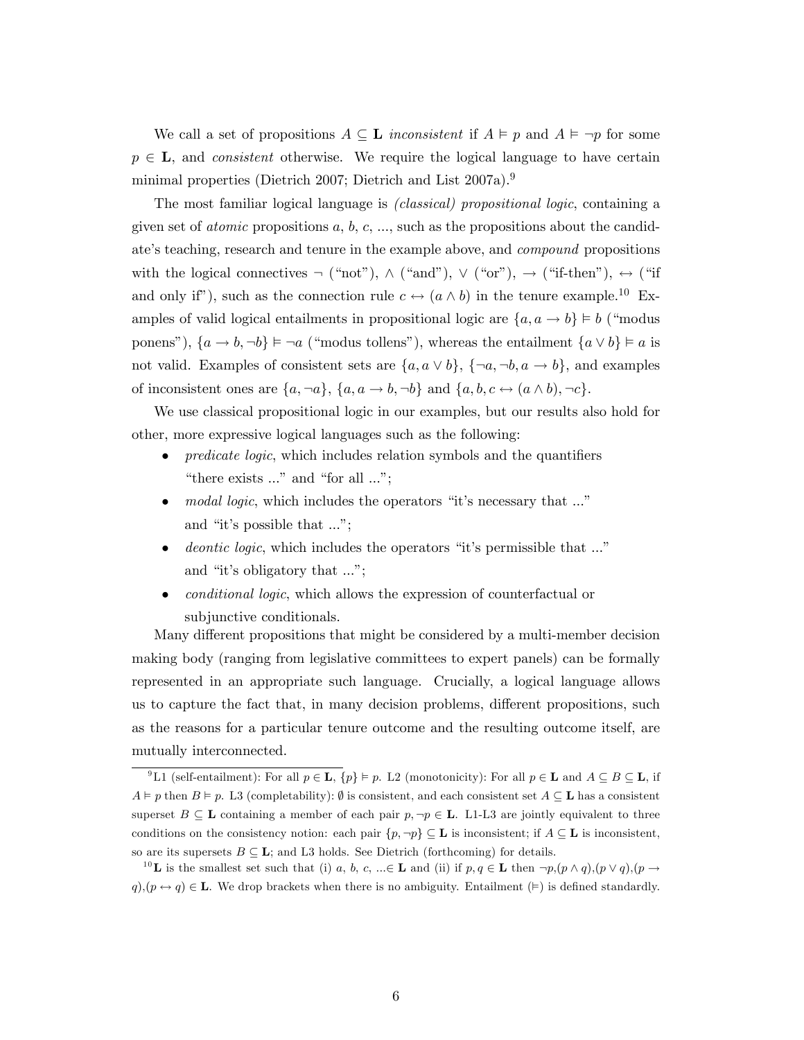We call a set of propositions $A \subseteq \mathbf{L}$ *inconsistent* if $A \vDash p$ and $A \vDash \neg p$ for some $p \in \mathbf{L}$, and *consistent* otherwise. We require the logical language to have certain minimal properties (Dietrich 2007; Dietrich and List 2007a).[9]

The most familiar logical language is *(classical) propositional logic*, containing a given set of *atomic* propositions $a$, $b$, $c$, ..., such as the propositions about the candidate's teaching, research and tenure in the example above, and *compound* propositions with the logical connectives $\neg$ ("not"), $\wedge$ ("and"), $\vee$ ("or"), $\rightarrow$ ("if-then"), $\leftrightarrow$ ("if and only if"), such as the connection rule $c \leftrightarrow (a \wedge b)$ in the tenure example.[10] Examples of valid logical entailments in propositional logic are $\{a, a \rightarrow b\} \vDash b$ ("modus ponens"), $\{a \rightarrow b, \neg b\} \vDash \neg a$ ("modus tollens"), whereas the entailment $\{a \vee b\} \vDash a$ is not valid. Examples of consistent sets are $\{a, a \vee b\}$, $\{\neg a, \neg b, a \rightarrow b\}$, and examples of inconsistent ones are $\{a, \neg a\}$, $\{a, a \rightarrow b, \neg b\}$ and $\{a, b, c \leftrightarrow (a \wedge b), \neg c\}$.

We use classical propositional logic in our examples, but our results also hold for other, more expressive logical languages such as the following:

- *predicate logic*, which includes relation symbols and the quantifiers "there exists ..." and "for all ...";
- *modal logic*, which includes the operators "it's necessary that ..." and "it's possible that ...";
- *deontic logic*, which includes the operators "it's permissible that ..." and "it's obligatory that ...";
- *conditional logic*, which allows the expression of counterfactual or subjunctive conditionals.

Many different propositions that might be considered by a multi-member decision making body (ranging from legislative committees to expert panels) can be formally represented in an appropriate such language. Crucially, a logical language allows us to capture the fact that, in many decision problems, different propositions, such as the reasons for a particular tenure outcome and the resulting outcome itself, are mutually interconnected.

---

[9] L1 (self-entailment): For all $p \in \mathbf{L}$, $\{p\} \vDash p$. L2 (monotonicity): For all $p \in \mathbf{L}$ and $A \subseteq B \subseteq \mathbf{L}$, if $A \vDash p$ then $B \vDash p$. L3 (completability): $\emptyset$ is consistent, and each consistent set $A \subseteq \mathbf{L}$ has a consistent superset $B \subseteq \mathbf{L}$ containing a member of each pair $p, \neg p \in \mathbf{L}$. L1-L3 are jointly equivalent to three conditions on the consistency notion: each pair $\{p, \neg p\} \subseteq \mathbf{L}$ is inconsistent; if $A \subseteq \mathbf{L}$ is inconsistent, so are its supersets $B \subseteq \mathbf{L}$; and L3 holds. See Dietrich (forthcoming) for details.

[10] $\mathbf{L}$ is the smallest set such that (i) $a$, $b$, $c$, ...$\in \mathbf{L}$ and (ii) if $p, q \in \mathbf{L}$ then $\neg p, (p \wedge q), (p \vee q), (p \rightarrow q), (p \leftrightarrow q) \in \mathbf{L}$. We drop brackets when there is no ambiguity. Entailment ($\vDash$) is defined standardly.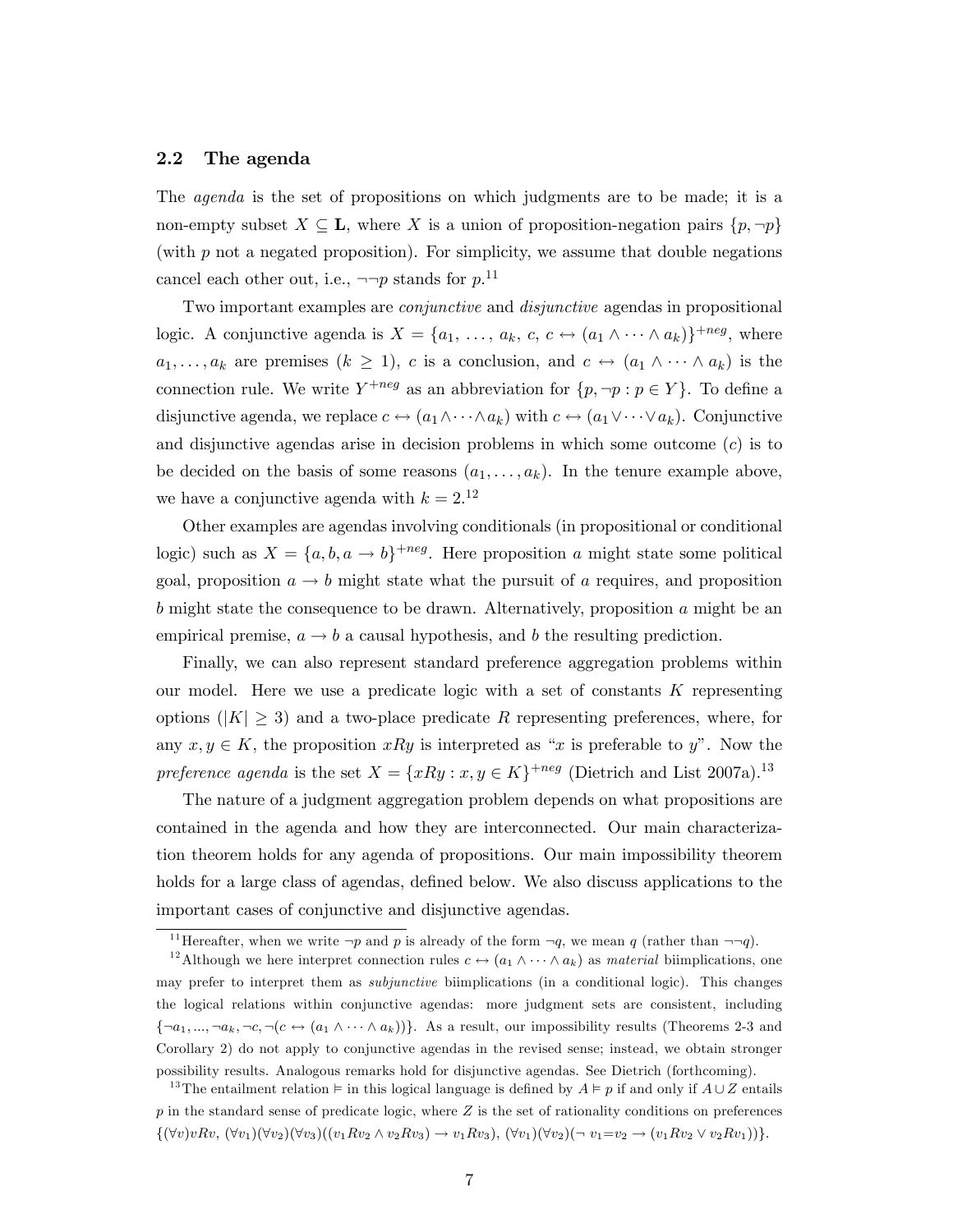### 2.2 The agenda

The *agenda* is the set of propositions on which judgments are to be made; it is a non-empty subset $X \subseteq \mathbf{L}$, where $X$ is a union of proposition-negation pairs $\{p, \neg p\}$ (with $p$ not a negated proposition). For simplicity, we assume that double negations cancel each other out, i.e., $\neg\neg p$ stands for $p$.[11]

Two important examples are *conjunctive* and *disjunctive* agendas in propositional logic. A conjunctive agenda is $X = \{a_1, \ldots, a_k, c, c \leftrightarrow (a_1 \wedge \cdots \wedge a_k)\}^{+neg}$, where $a_1, \ldots, a_k$ are premises ($k \geq 1$), $c$ is a conclusion, and $c \leftrightarrow (a_1 \wedge \cdots \wedge a_k)$ is the connection rule. We write $Y^{+neg}$ as an abbreviation for $\{p, \neg p : p \in Y\}$. To define a disjunctive agenda, we replace $c \leftrightarrow (a_1 \wedge \cdots \wedge a_k)$ with $c \leftrightarrow (a_1 \vee \cdots \vee a_k)$. Conjunctive and disjunctive agendas arise in decision problems in which some outcome ($c$) is to be decided on the basis of some reasons ($a_1, \ldots, a_k$). In the tenure example above, we have a conjunctive agenda with $k = 2$.[12]

Other examples are agendas involving conditionals (in propositional or conditional logic) such as $X = \{a, b, a \rightarrow b\}^{+neg}$. Here proposition $a$ might state some political goal, proposition $a \rightarrow b$ might state what the pursuit of $a$ requires, and proposition $b$ might state the consequence to be drawn. Alternatively, proposition $a$ might be an empirical premise, $a \rightarrow b$ a causal hypothesis, and $b$ the resulting prediction.

Finally, we can also represent standard preference aggregation problems within our model. Here we use a predicate logic with a set of constants $K$ representing options ($|K| \geq 3$) and a two-place predicate $R$ representing preferences, where, for any $x, y \in K$, the proposition $xRy$ is interpreted as "$x$ is preferable to $y$". Now the *preference agenda* is the set $X = \{xRy : x, y \in K\}^{+neg}$ (Dietrich and List 2007a).[13]

The nature of a judgment aggregation problem depends on what propositions are contained in the agenda and how they are interconnected. Our main characterization theorem holds for any agenda of propositions. Our main impossibility theorem holds for a large class of agendas, defined below. We also discuss applications to the important cases of conjunctive and disjunctive agendas.

---

[11] Hereafter, when we write $\neg p$ and $p$ is already of the form $\neg q$, we mean $q$ (rather than $\neg\neg q$).

[12] Although we here interpret connection rules $c \leftrightarrow (a_1 \wedge \cdots \wedge a_k)$ as *material* biimplications, one may prefer to interpret them as *subjunctive* biimplications (in a conditional logic). This changes the logical relations within conjunctive agendas: more judgment sets are consistent, including $\{\neg a_1, ..., \neg a_k, \neg c, \neg(c \leftrightarrow (a_1 \wedge \cdots \wedge a_k))\}$. As a result, our impossibility results (Theorems 2-3 and Corollary 2) do not apply to conjunctive agendas in the revised sense; instead, we obtain stronger possibility results. Analogous remarks hold for disjunctive agendas. See Dietrich (forthcoming).

[13] The entailment relation $\vDash$ in this logical language is defined by $A \vDash p$ if and only if $A \cup Z$ entails $p$ in the standard sense of predicate logic, where $Z$ is the set of rationality conditions on preferences $\{(\forall v)vRv, (\forall v_1)(\forall v_2)(\forall v_3)((v_1Rv_2 \wedge v_2Rv_3) \rightarrow v_1Rv_3), (\forall v_1)(\forall v_2)(\neg\, v_1{=}v_2 \rightarrow (v_1Rv_2 \vee v_2Rv_1))\}$.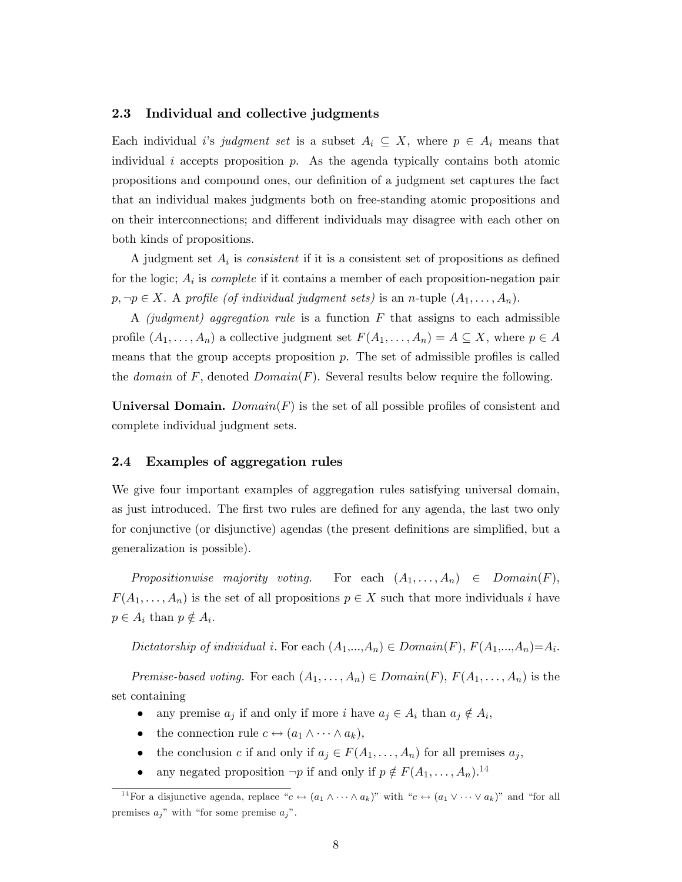### 2.3 Individual and collective judgments

Each individual $i$'s *judgment set* is a subset $A_i \subseteq X$, where $p \in A_i$ means that individual $i$ accepts proposition $p$. As the agenda typically contains both atomic propositions and compound ones, our definition of a judgment set captures the fact that an individual makes judgments both on free-standing atomic propositions and on their interconnections; and different individuals may disagree with each other on both kinds of propositions.

A judgment set $A_i$ is *consistent* if it is a consistent set of propositions as defined for the logic; $A_i$ is *complete* if it contains a member of each proposition-negation pair $p, \neg p \in X$. A *profile (of individual judgment sets)* is an $n$-tuple $(A_1, \ldots, A_n)$.

A *(judgment) aggregation rule* is a function $F$ that assigns to each admissible profile $(A_1, \ldots, A_n)$ a collective judgment set $F(A_1, \ldots, A_n) = A \subseteq X$, where $p \in A$ means that the group accepts proposition $p$. The set of admissible profiles is called the *domain* of $F$, denoted $Domain(F)$. Several results below require the following.

**Universal Domain.** $Domain(F)$ is the set of all possible profiles of consistent and complete individual judgment sets.

### 2.4 Examples of aggregation rules

We give four important examples of aggregation rules satisfying universal domain, as just introduced. The first two rules are defined for any agenda, the last two only for conjunctive (or disjunctive) agendas (the present definitions are simplified, but a generalization is possible).

*Propositionwise majority voting.* For each $(A_1, \ldots, A_n) \in Domain(F)$, $F(A_1, \ldots, A_n)$ is the set of all propositions $p \in X$ such that more individuals $i$ have $p \in A_i$ than $p \notin A_i$.

*Dictatorship of individual i.* For each $(A_1,...,A_n) \in Domain(F)$, $F(A_1,...,A_n)=A_i$.

*Premise-based voting.* For each $(A_1, \ldots, A_n) \in Domain(F)$, $F(A_1, \ldots, A_n)$ is the set containing

- any premise $a_j$ if and only if more $i$ have $a_j \in A_i$ than $a_j \notin A_i$,
- the connection rule $c \leftrightarrow (a_1 \wedge \cdots \wedge a_k)$,
- the conclusion $c$ if and only if $a_j \in F(A_1, \ldots, A_n)$ for all premises $a_j$,
- any negated proposition $\neg p$ if and only if $p \notin F(A_1, \ldots, A_n)$.[14]

[14] For a disjunctive agenda, replace "$c \leftrightarrow (a_1 \wedge \cdots \wedge a_k)$" with "$c \leftrightarrow (a_1 \vee \cdots \vee a_k)$" and "for all premises $a_j$" with "for some premise $a_j$".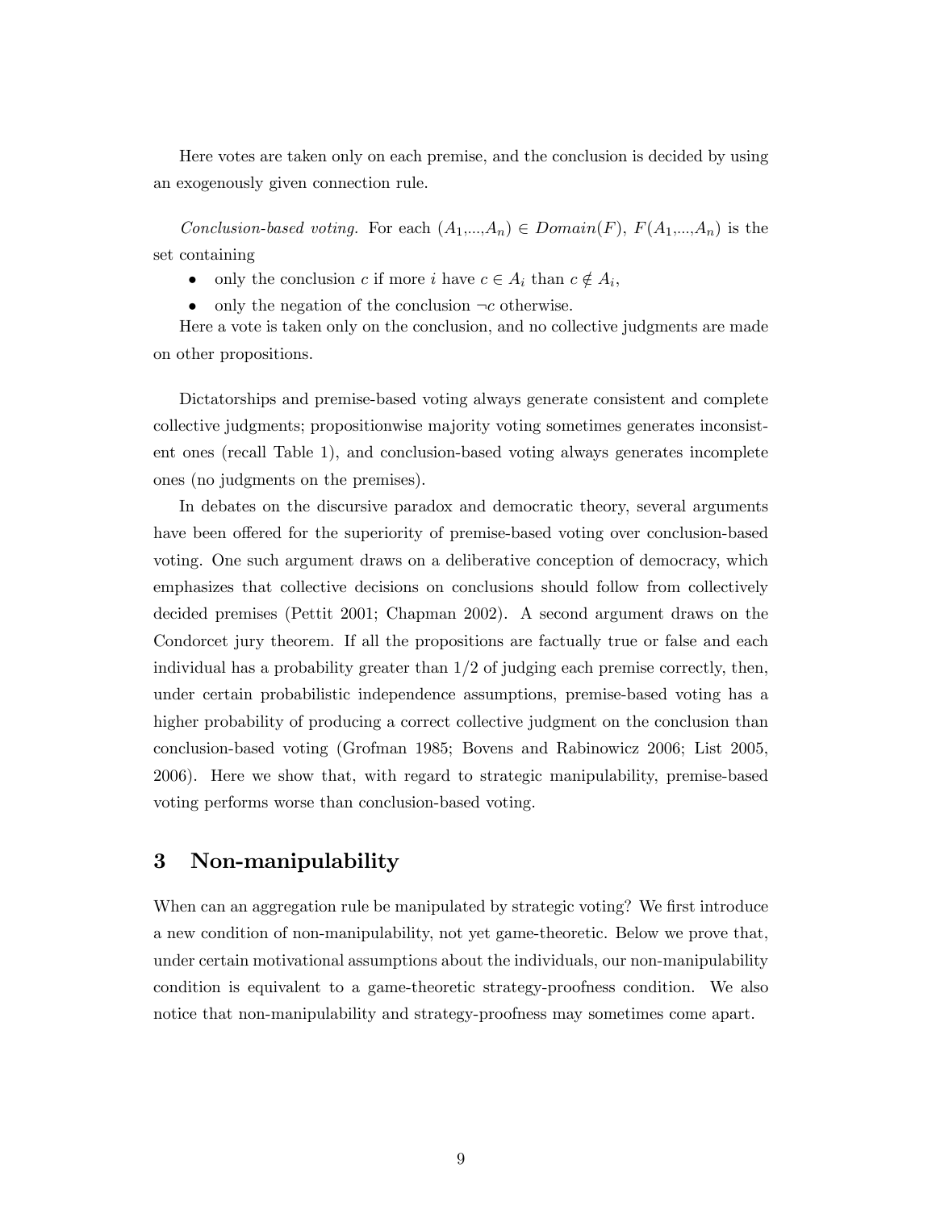Here votes are taken only on each premise, and the conclusion is decided by using an exogenously given connection rule.

*Conclusion-based voting.* For each $(A_1,...,A_n) \in Domain(F)$, $F(A_1,...,A_n)$ is the set containing

- only the conclusion $c$ if more $i$ have $c \in A_i$ than $c \notin A_i$,
- only the negation of the conclusion $\neg c$ otherwise.

Here a vote is taken only on the conclusion, and no collective judgments are made on other propositions.

Dictatorships and premise-based voting always generate consistent and complete collective judgments; propositionwise majority voting sometimes generates inconsistent ones (recall Table 1), and conclusion-based voting always generates incomplete ones (no judgments on the premises).

In debates on the discursive paradox and democratic theory, several arguments have been offered for the superiority of premise-based voting over conclusion-based voting. One such argument draws on a deliberative conception of democracy, which emphasizes that collective decisions on conclusions should follow from collectively decided premises (Pettit 2001; Chapman 2002). A second argument draws on the Condorcet jury theorem. If all the propositions are factually true or false and each individual has a probability greater than 1/2 of judging each premise correctly, then, under certain probabilistic independence assumptions, premise-based voting has a higher probability of producing a correct collective judgment on the conclusion than conclusion-based voting (Grofman 1985; Bovens and Rabinowicz 2006; List 2005, 2006). Here we show that, with regard to strategic manipulability, premise-based voting performs worse than conclusion-based voting.

# 3 Non-manipulability

When can an aggregation rule be manipulated by strategic voting? We first introduce a new condition of non-manipulability, not yet game-theoretic. Below we prove that, under certain motivational assumptions about the individuals, our non-manipulability condition is equivalent to a game-theoretic strategy-proofness condition. We also notice that non-manipulability and strategy-proofness may sometimes come apart.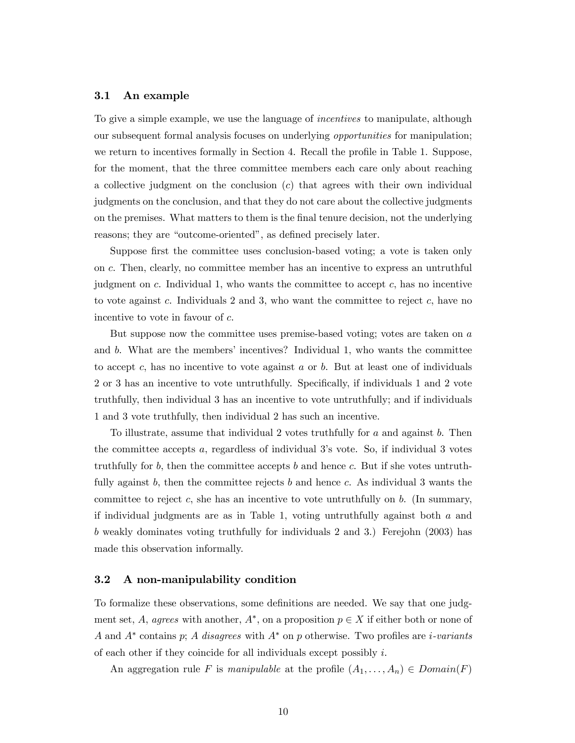### 3.1 An example

To give a simple example, we use the language of *incentives* to manipulate, although our subsequent formal analysis focuses on underlying *opportunities* for manipulation; we return to incentives formally in Section 4. Recall the profile in Table 1. Suppose, for the moment, that the three committee members each care only about reaching a collective judgment on the conclusion ($c$) that agrees with their own individual judgments on the conclusion, and that they do not care about the collective judgments on the premises. What matters to them is the final tenure decision, not the underlying reasons; they are "outcome-oriented", as defined precisely later.

Suppose first the committee uses conclusion-based voting; a vote is taken only on $c$. Then, clearly, no committee member has an incentive to express an untruthful judgment on $c$. Individual 1, who wants the committee to accept $c$, has no incentive to vote against $c$. Individuals 2 and 3, who want the committee to reject $c$, have no incentive to vote in favour of $c$.

But suppose now the committee uses premise-based voting; votes are taken on $a$ and $b$. What are the members' incentives? Individual 1, who wants the committee to accept $c$, has no incentive to vote against $a$ or $b$. But at least one of individuals 2 or 3 has an incentive to vote untruthfully. Specifically, if individuals 1 and 2 vote truthfully, then individual 3 has an incentive to vote untruthfully; and if individuals 1 and 3 vote truthfully, then individual 2 has such an incentive.

To illustrate, assume that individual 2 votes truthfully for $a$ and against $b$. Then the committee accepts $a$, regardless of individual 3's vote. So, if individual 3 votes truthfully for $b$, then the committee accepts $b$ and hence $c$. But if she votes untruthfully against $b$, then the committee rejects $b$ and hence $c$. As individual 3 wants the committee to reject $c$, she has an incentive to vote untruthfully on $b$. (In summary, if individual judgments are as in Table 1, voting untruthfully against both $a$ and $b$ weakly dominates voting truthfully for individuals 2 and 3.) Ferejohn (2003) has made this observation informally.

### 3.2 A non-manipulability condition

To formalize these observations, some definitions are needed. We say that one judgment set, $A$, *agrees* with another, $A^*$, on a proposition $p \in X$ if either both or none of $A$ and $A^*$ contains $p$; $A$ *disagrees* with $A^*$ on $p$ otherwise. Two profiles are *$i$-variants* of each other if they coincide for all individuals except possibly $i$.

An aggregation rule $F$ is *manipulable* at the profile $(A_1, \ldots, A_n) \in Domain(F)$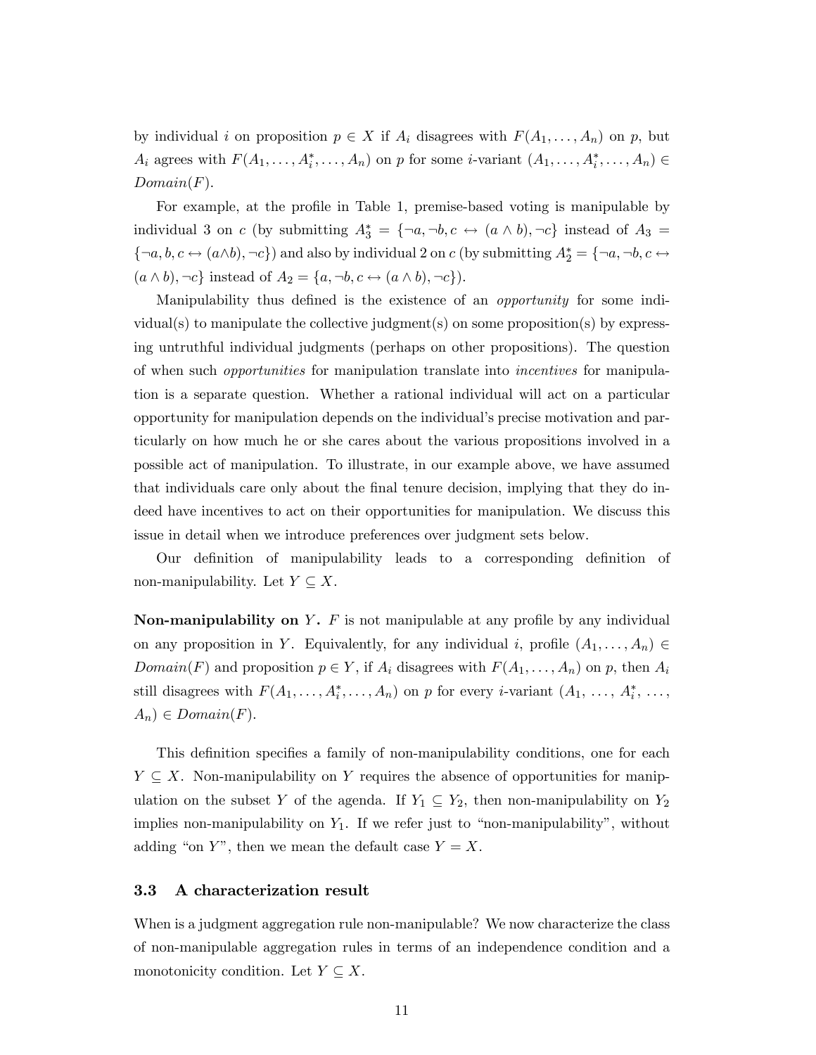by individual $i$ on proposition $p \in X$ if $A_i$ disagrees with $F(A_1, \ldots, A_n)$ on $p$, but $A_i$ agrees with $F(A_1, \ldots, A_i^*, \ldots, A_n)$ on $p$ for some $i$-variant $(A_1, \ldots, A_i^*, \ldots, A_n) \in Domain(F)$.

For example, at the profile in Table 1, premise-based voting is manipulable by individual 3 on $c$ (by submitting $A_3^* = \{\neg a, \neg b, c \leftrightarrow (a \wedge b), \neg c\}$ instead of $A_3 = \{\neg a, b, c \leftrightarrow (a \wedge b), \neg c\}$) and also by individual 2 on $c$ (by submitting $A_2^* = \{\neg a, \neg b, c \leftrightarrow (a \wedge b), \neg c\}$ instead of $A_2 = \{a, \neg b, c \leftrightarrow (a \wedge b), \neg c\}$).

Manipulability thus defined is the existence of an *opportunity* for some individual(s) to manipulate the collective judgment(s) on some proposition(s) by expressing untruthful individual judgments (perhaps on other propositions). The question of when such *opportunities* for manipulation translate into *incentives* for manipulation is a separate question. Whether a rational individual will act on a particular opportunity for manipulation depends on the individual's precise motivation and particularly on how much he or she cares about the various propositions involved in a possible act of manipulation. To illustrate, in our example above, we have assumed that individuals care only about the final tenure decision, implying that they do indeed have incentives to act on their opportunities for manipulation. We discuss this issue in detail when we introduce preferences over judgment sets below.

Our definition of manipulability leads to a corresponding definition of non-manipulability. Let $Y \subseteq X$.

**Non-manipulability on $Y$.** $F$ is not manipulable at any profile by any individual on any proposition in $Y$. Equivalently, for any individual $i$, profile $(A_1, \ldots, A_n) \in Domain(F)$ and proposition $p \in Y$, if $A_i$ disagrees with $F(A_1, \ldots, A_n)$ on $p$, then $A_i$ still disagrees with $F(A_1, \ldots, A_i^*, \ldots, A_n)$ on $p$ for every $i$-variant $(A_1, \ldots, A_i^*, \ldots, A_n) \in Domain(F)$.

This definition specifies a family of non-manipulability conditions, one for each $Y \subseteq X$. Non-manipulability on $Y$ requires the absence of opportunities for manipulation on the subset $Y$ of the agenda. If $Y_1 \subseteq Y_2$, then non-manipulability on $Y_2$ implies non-manipulability on $Y_1$. If we refer just to "non-manipulability", without adding "on $Y$", then we mean the default case $Y = X$.

### 3.3 A characterization result

When is a judgment aggregation rule non-manipulable? We now characterize the class of non-manipulable aggregation rules in terms of an independence condition and a monotonicity condition. Let $Y \subseteq X$.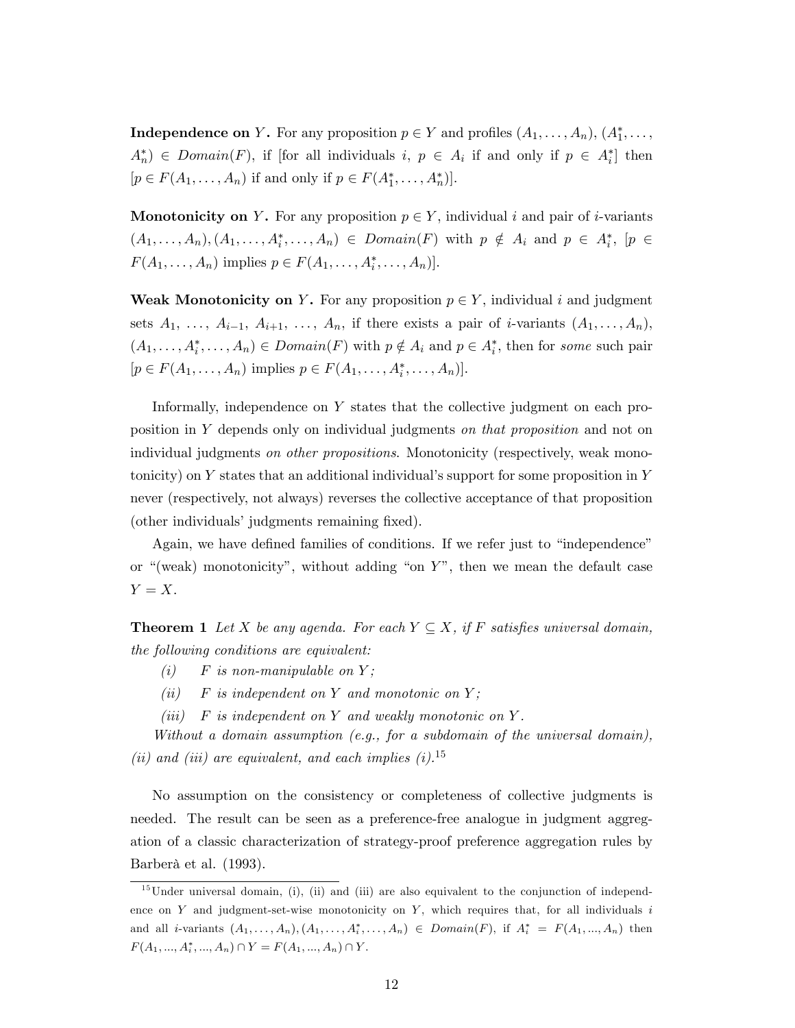**Independence on $Y$.** For any proposition $p \in Y$ and profiles $(A_1, \ldots, A_n)$, $(A_1^*, \ldots, A_n^*) \in$ *Domain*$(F)$, if [for all individuals $i$, $p \in A_i$ if and only if $p \in A_i^*$] then [$p \in F(A_1, \ldots, A_n)$ if and only if $p \in F(A_1^*, \ldots, A_n^*)$].

**Monotonicity on $Y$.** For any proposition $p \in Y$, individual $i$ and pair of $i$-variants $(A_1, \ldots, A_n), (A_1, \ldots, A_i^*, \ldots, A_n) \in$ *Domain*$(F)$ with $p \notin A_i$ and $p \in A_i^*$, [$p \in F(A_1, \ldots, A_n)$ implies $p \in F(A_1, \ldots, A_i^*, \ldots, A_n)$].

**Weak Monotonicity on $Y$.** For any proposition $p \in Y$, individual $i$ and judgment sets $A_1, \ldots, A_{i-1}, A_{i+1}, \ldots, A_n$, if there exists a pair of $i$-variants $(A_1, \ldots, A_n)$, $(A_1, \ldots, A_i^*, \ldots, A_n) \in$ *Domain*$(F)$ with $p \notin A_i$ and $p \in A_i^*$, then for *some* such pair [$p \in F(A_1, \ldots, A_n)$ implies $p \in F(A_1, \ldots, A_i^*, \ldots, A_n)$].

Informally, independence on $Y$ states that the collective judgment on each proposition in $Y$ depends only on individual judgments *on that proposition* and not on individual judgments *on other propositions*. Monotonicity (respectively, weak monotonicity) on $Y$ states that an additional individual's support for some proposition in $Y$ never (respectively, not always) reverses the collective acceptance of that proposition (other individuals' judgments remaining fixed).

Again, we have defined families of conditions. If we refer just to "independence" or "(weak) monotonicity", without adding "on $Y$", then we mean the default case $Y = X$.

**Theorem 1** *Let $X$ be any agenda. For each $Y \subseteq X$, if $F$ satisfies universal domain, the following conditions are equivalent:*

*(i) $F$ is non-manipulable on $Y$;*

*(ii) $F$ is independent on $Y$ and monotonic on $Y$;*

*(iii) $F$ is independent on $Y$ and weakly monotonic on $Y$.*

*Without a domain assumption (e.g., for a subdomain of the universal domain), (ii) and (iii) are equivalent, and each implies (i).*[15]

No assumption on the consistency or completeness of collective judgments is needed. The result can be seen as a preference-free analogue in judgment aggregation of a classic characterization of strategy-proof preference aggregation rules by Barberà et al. (1993).

---

[15] Under universal domain, (i), (ii) and (iii) are also equivalent to the conjunction of independence on $Y$ and judgment-set-wise monotonicity on $Y$, which requires that, for all individuals $i$ and all $i$-variants $(A_1, \ldots, A_n), (A_1, \ldots, A_i^*, \ldots, A_n) \in$ *Domain*$(F)$, if $A_i^* = F(A_1, ..., A_n)$ then $F(A_1, ..., A_i^*, ..., A_n) \cap Y = F(A_1, ..., A_n) \cap Y$.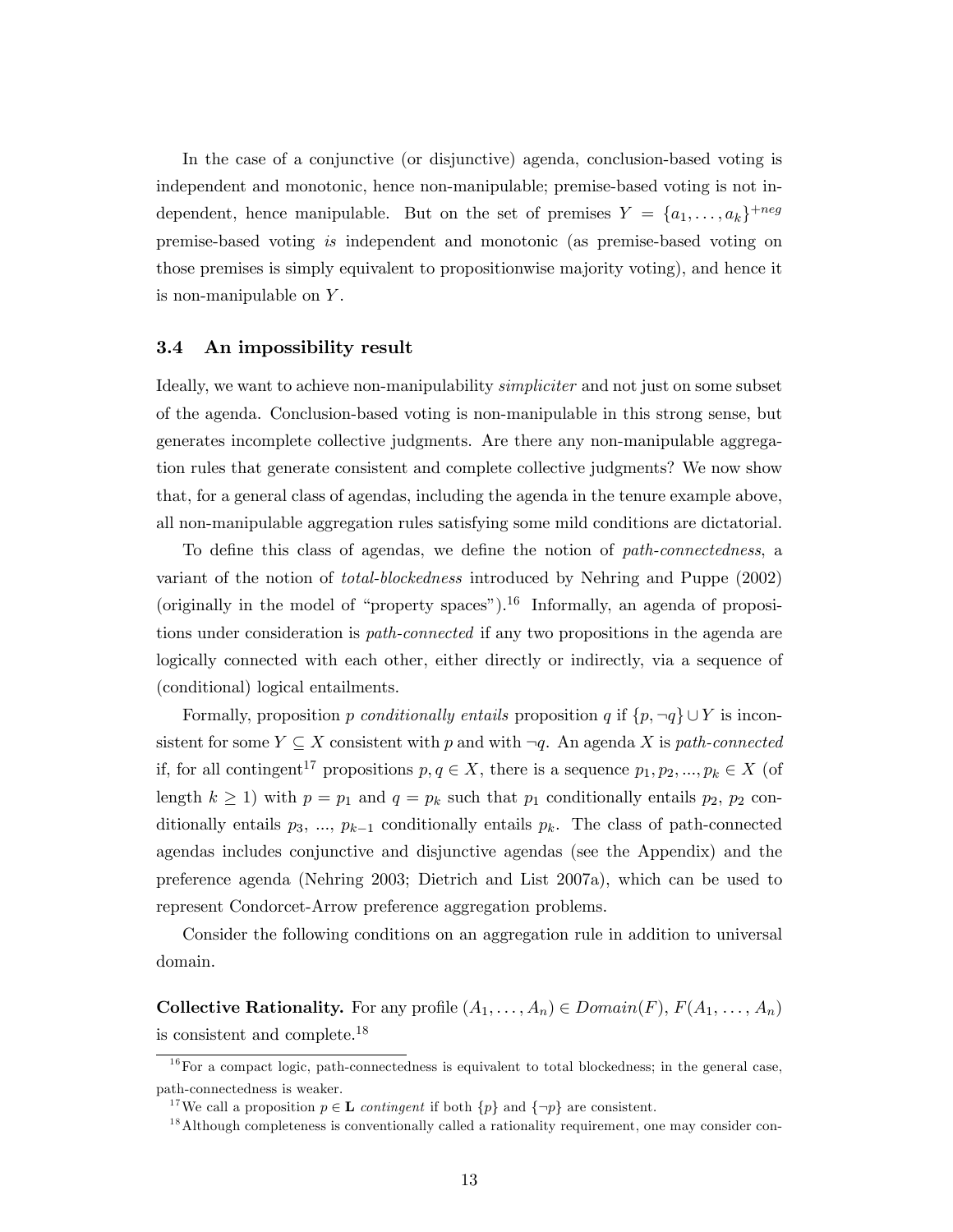In the case of a conjunctive (or disjunctive) agenda, conclusion-based voting is independent and monotonic, hence non-manipulable; premise-based voting is not independent, hence manipulable. But on the set of premises $Y = \{a_1, \ldots, a_k\}^{+neg}$ premise-based voting *is* independent and monotonic (as premise-based voting on those premises is simply equivalent to propositionwise majority voting), and hence it is non-manipulable on $Y$.

### 3.4 An impossibility result

Ideally, we want to achieve non-manipulability *simpliciter* and not just on some subset of the agenda. Conclusion-based voting is non-manipulable in this strong sense, but generates incomplete collective judgments. Are there any non-manipulable aggregation rules that generate consistent and complete collective judgments? We now show that, for a general class of agendas, including the agenda in the tenure example above, all non-manipulable aggregation rules satisfying some mild conditions are dictatorial.

To define this class of agendas, we define the notion of *path-connectedness*, a variant of the notion of *total-blockedness* introduced by Nehring and Puppe (2002) (originally in the model of "property spaces").[16] Informally, an agenda of propositions under consideration is *path-connected* if any two propositions in the agenda are logically connected with each other, either directly or indirectly, via a sequence of (conditional) logical entailments.

Formally, proposition $p$ *conditionally entails* proposition $q$ if $\{p, \neg q\} \cup Y$ is inconsistent for some $Y \subseteq X$ consistent with $p$ and with $\neg q$. An agenda $X$ is *path-connected* if, for all contingent[17] propositions $p, q \in X$, there is a sequence $p_1, p_2, ..., p_k \in X$ (of length $k \geq 1$) with $p = p_1$ and $q = p_k$ such that $p_1$ conditionally entails $p_2$, $p_2$ conditionally entails $p_3$, ..., $p_{k-1}$ conditionally entails $p_k$. The class of path-connected agendas includes conjunctive and disjunctive agendas (see the Appendix) and the preference agenda (Nehring 2003; Dietrich and List 2007a), which can be used to represent Condorcet-Arrow preference aggregation problems.

Consider the following conditions on an aggregation rule in addition to universal domain.

**Collective Rationality.** For any profile $(A_1, \ldots, A_n) \in Domain(F)$, $F(A_1, \ldots, A_n)$ is consistent and complete.[18]

[16] For a compact logic, path-connectedness is equivalent to total blockedness; in the general case, path-connectedness is weaker.

[17] We call a proposition $p \in \mathbf{L}$ *contingent* if both $\{p\}$ and $\{\neg p\}$ are consistent.

[18] Although completeness is conventionally called a rationality requirement, one may consider con-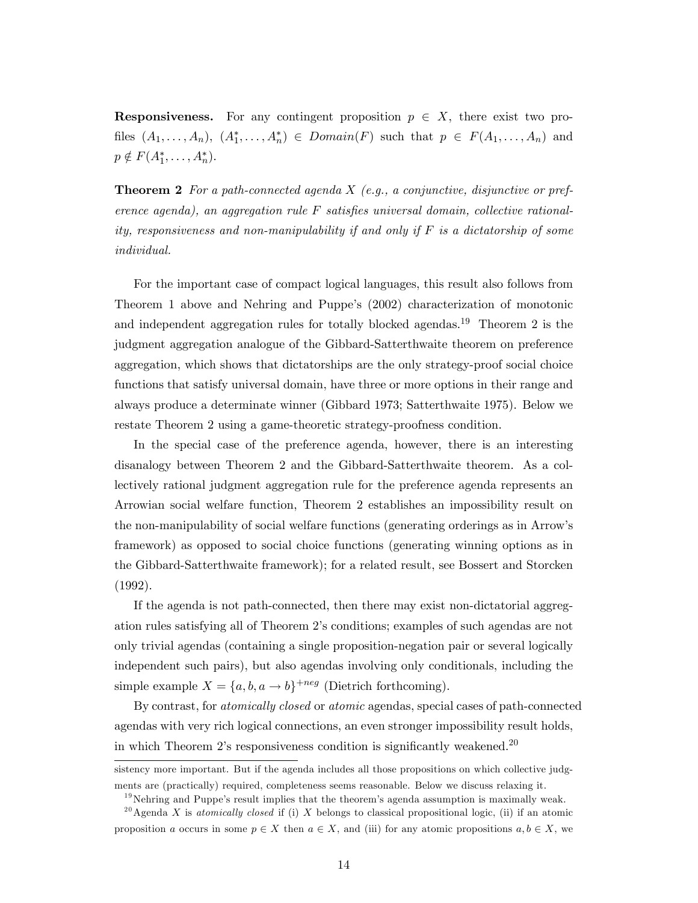**Responsiveness.** For any contingent proposition $p \in X$, there exist two profiles $(A_1, \ldots, A_n)$, $(A_1^*, \ldots, A_n^*) \in Domain(F)$ such that $p \in F(A_1, \ldots, A_n)$ and $p \notin F(A_1^*, \ldots, A_n^*)$.

**Theorem 2** *For a path-connected agenda $X$ (e.g., a conjunctive, disjunctive or preference agenda), an aggregation rule $F$ satisfies universal domain, collective rationality, responsiveness and non-manipulability if and only if $F$ is a dictatorship of some individual.*

For the important case of compact logical languages, this result also follows from Theorem 1 above and Nehring and Puppe's (2002) characterization of monotonic and independent aggregation rules for totally blocked agendas.[19] Theorem 2 is the judgment aggregation analogue of the Gibbard-Satterthwaite theorem on preference aggregation, which shows that dictatorships are the only strategy-proof social choice functions that satisfy universal domain, have three or more options in their range and always produce a determinate winner (Gibbard 1973; Satterthwaite 1975). Below we restate Theorem 2 using a game-theoretic strategy-proofness condition.

In the special case of the preference agenda, however, there is an interesting disanalogy between Theorem 2 and the Gibbard-Satterthwaite theorem. As a collectively rational judgment aggregation rule for the preference agenda represents an Arrowian social welfare function, Theorem 2 establishes an impossibility result on the non-manipulability of social welfare functions (generating orderings as in Arrow's framework) as opposed to social choice functions (generating winning options as in the Gibbard-Satterthwaite framework); for a related result, see Bossert and Storcken (1992).

If the agenda is not path-connected, then there may exist non-dictatorial aggregation rules satisfying all of Theorem 2's conditions; examples of such agendas are not only trivial agendas (containing a single proposition-negation pair or several logically independent such pairs), but also agendas involving only conditionals, including the simple example $X = \{a, b, a \to b\}^{+neg}$ (Dietrich forthcoming).

By contrast, for *atomically closed* or *atomic* agendas, special cases of path-connected agendas with very rich logical connections, an even stronger impossibility result holds, in which Theorem 2's responsiveness condition is significantly weakened.[20]

---

sistency more important. But if the agenda includes all those propositions on which collective judgments are (practically) required, completeness seems reasonable. Below we discuss relaxing it.

[19] Nehring and Puppe's result implies that the theorem's agenda assumption is maximally weak.

[20] Agenda $X$ is *atomically closed* if (i) $X$ belongs to classical propositional logic, (ii) if an atomic proposition $a$ occurs in some $p \in X$ then $a \in X$, and (iii) for any atomic propositions $a, b \in X$, we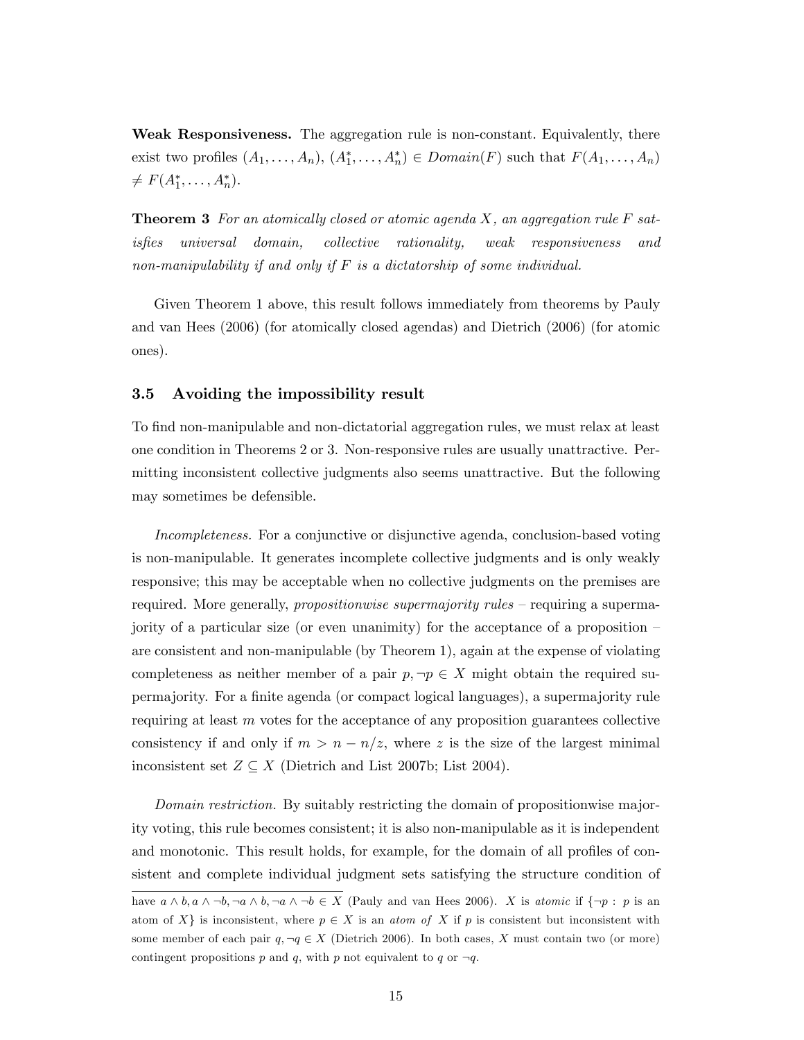**Weak Responsiveness.** The aggregation rule is non-constant. Equivalently, there exist two profiles $(A_1, \ldots, A_n)$, $(A_1^*, \ldots, A_n^*) \in Domain(F)$ such that $F(A_1, \ldots, A_n) \neq F(A_1^*, \ldots, A_n^*)$.

**Theorem 3** *For an atomically closed or atomic agenda $X$, an aggregation rule $F$ satisfies universal domain, collective rationality, weak responsiveness and non-manipulability if and only if $F$ is a dictatorship of some individual.*

Given Theorem 1 above, this result follows immediately from theorems by Pauly and van Hees (2006) (for atomically closed agendas) and Dietrich (2006) (for atomic ones).

### 3.5 Avoiding the impossibility result

To find non-manipulable and non-dictatorial aggregation rules, we must relax at least one condition in Theorems 2 or 3. Non-responsive rules are usually unattractive. Permitting inconsistent collective judgments also seems unattractive. But the following may sometimes be defensible.

*Incompleteness.* For a conjunctive or disjunctive agenda, conclusion-based voting is non-manipulable. It generates incomplete collective judgments and is only weakly responsive; this may be acceptable when no collective judgments on the premises are required. More generally, *propositionwise supermajority rules* – requiring a supermajority of a particular size (or even unanimity) for the acceptance of a proposition – are consistent and non-manipulable (by Theorem 1), again at the expense of violating completeness as neither member of a pair $p, \neg p \in X$ might obtain the required supermajority. For a finite agenda (or compact logical languages), a supermajority rule requiring at least $m$ votes for the acceptance of any proposition guarantees collective consistency if and only if $m > n - n/z$, where $z$ is the size of the largest minimal inconsistent set $Z \subseteq X$ (Dietrich and List 2007b; List 2004).

*Domain restriction.* By suitably restricting the domain of propositionwise majority voting, this rule becomes consistent; it is also non-manipulable as it is independent and monotonic. This result holds, for example, for the domain of all profiles of consistent and complete individual judgment sets satisfying the structure condition of

have $a \wedge b, a \wedge \neg b, \neg a \wedge b, \neg a \wedge \neg b \in X$ (Pauly and van Hees 2006). $X$ is *atomic* if $\{\neg p : p$ is an atom of $X\}$ is inconsistent, where $p \in X$ is an *atom of* $X$ if $p$ is consistent but inconsistent with some member of each pair $q, \neg q \in X$ (Dietrich 2006). In both cases, $X$ must contain two (or more) contingent propositions $p$ and $q$, with $p$ not equivalent to $q$ or $\neg q$.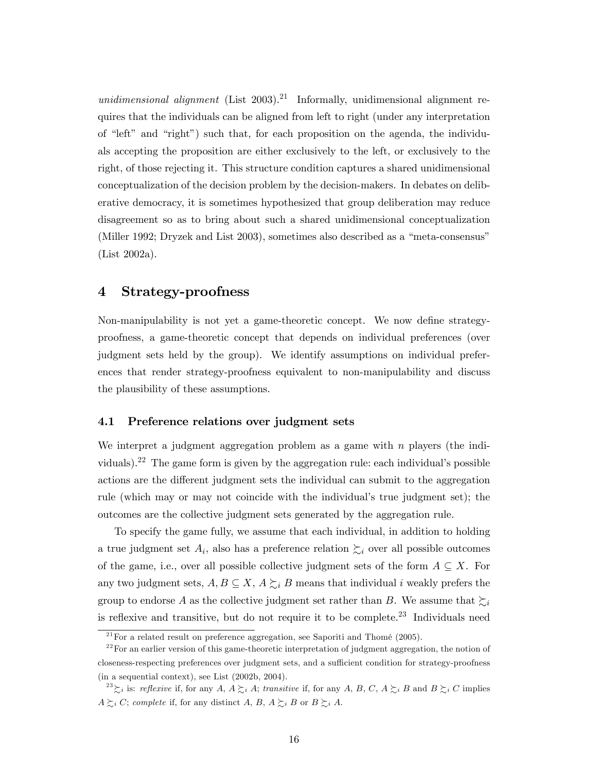*unidimensional alignment* (List 2003).[21] Informally, unidimensional alignment requires that the individuals can be aligned from left to right (under any interpretation of "left" and "right") such that, for each proposition on the agenda, the individuals accepting the proposition are either exclusively to the left, or exclusively to the right, of those rejecting it. This structure condition captures a shared unidimensional conceptualization of the decision problem by the decision-makers. In debates on deliberative democracy, it is sometimes hypothesized that group deliberation may reduce disagreement so as to bring about such a shared unidimensional conceptualization (Miller 1992; Dryzek and List 2003), sometimes also described as a "meta-consensus" (List 2002a).

# 4 Strategy-proofness

Non-manipulability is not yet a game-theoretic concept. We now define strategy-proofness, a game-theoretic concept that depends on individual preferences (over judgment sets held by the group). We identify assumptions on individual preferences that render strategy-proofness equivalent to non-manipulability and discuss the plausibility of these assumptions.

## 4.1 Preference relations over judgment sets

We interpret a judgment aggregation problem as a game with $n$ players (the individuals).[22] The game form is given by the aggregation rule: each individual's possible actions are the different judgment sets the individual can submit to the aggregation rule (which may or may not coincide with the individual's true judgment set); the outcomes are the collective judgment sets generated by the aggregation rule.

To specify the game fully, we assume that each individual, in addition to holding a true judgment set $A_i$, also has a preference relation $\succsim_i$ over all possible outcomes of the game, i.e., over all possible collective judgment sets of the form $A \subseteq X$. For any two judgment sets, $A, B \subseteq X$, $A \succsim_i B$ means that individual $i$ weakly prefers the group to endorse $A$ as the collective judgment set rather than $B$. We assume that $\succsim_i$ is reflexive and transitive, but do not require it to be complete.[23] Individuals need

---

[21] For a related result on preference aggregation, see Saporiti and Thomé (2005).

[22] For an earlier version of this game-theoretic interpretation of judgment aggregation, the notion of closeness-respecting preferences over judgment sets, and a sufficient condition for strategy-proofness (in a sequential context), see List (2002b, 2004).

[23] $\succsim_i$ is: *reflexive* if, for any $A$, $A \succsim_i A$; *transitive* if, for any $A$, $B$, $C$, $A \succsim_i B$ and $B \succsim_i C$ implies $A \succsim_i C$; *complete* if, for any distinct $A$, $B$, $A \succsim_i B$ or $B \succsim_i A$.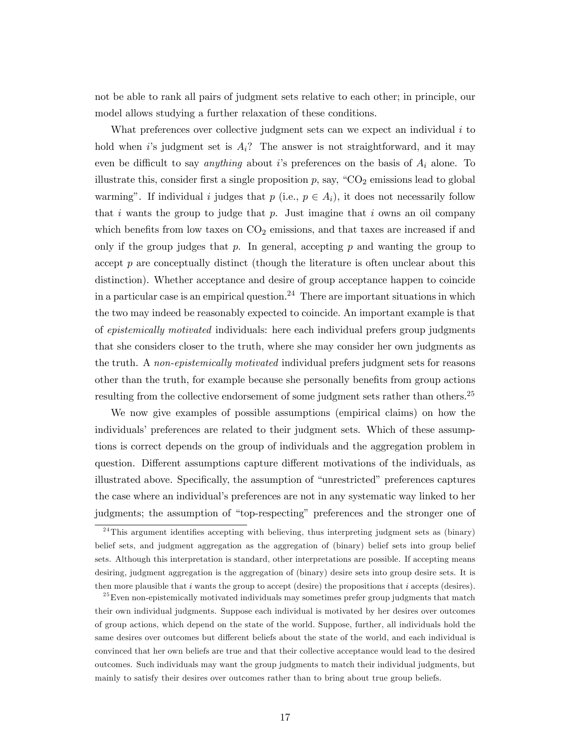not be able to rank all pairs of judgment sets relative to each other; in principle, our model allows studying a further relaxation of these conditions.

What preferences over collective judgment sets can we expect an individual $i$ to hold when $i$'s judgment set is $A_i$? The answer is not straightforward, and it may even be difficult to say *anything* about $i$'s preferences on the basis of $A_i$ alone. To illustrate this, consider first a single proposition $p$, say, "$CO_2$ emissions lead to global warming". If individual $i$ judges that $p$ (i.e., $p \in A_i$), it does not necessarily follow that $i$ wants the group to judge that $p$. Just imagine that $i$ owns an oil company which benefits from low taxes on $CO_2$ emissions, and that taxes are increased if and only if the group judges that $p$. In general, accepting $p$ and wanting the group to accept $p$ are conceptually distinct (though the literature is often unclear about this distinction). Whether acceptance and desire of group acceptance happen to coincide in a particular case is an empirical question.[24] There are important situations in which the two may indeed be reasonably expected to coincide. An important example is that of *epistemically motivated* individuals: here each individual prefers group judgments that she considers closer to the truth, where she may consider her own judgments as the truth. A *non-epistemically motivated* individual prefers judgment sets for reasons other than the truth, for example because she personally benefits from group actions resulting from the collective endorsement of some judgment sets rather than others.[25]

We now give examples of possible assumptions (empirical claims) on how the individuals' preferences are related to their judgment sets. Which of these assumptions is correct depends on the group of individuals and the aggregation problem in question. Different assumptions capture different motivations of the individuals, as illustrated above. Specifically, the assumption of "unrestricted" preferences captures the case where an individual's preferences are not in any systematic way linked to her judgments; the assumption of "top-respecting" preferences and the stronger one of

[24] This argument identifies accepting with believing, thus interpreting judgment sets as (binary) belief sets, and judgment aggregation as the aggregation of (binary) belief sets into group belief sets. Although this interpretation is standard, other interpretations are possible. If accepting means desiring, judgment aggregation is the aggregation of (binary) desire sets into group desire sets. It is then more plausible that $i$ wants the group to accept (desire) the propositions that $i$ accepts (desires).

[25] Even non-epistemically motivated individuals may sometimes prefer group judgments that match their own individual judgments. Suppose each individual is motivated by her desires over outcomes of group actions, which depend on the state of the world. Suppose, further, all individuals hold the same desires over outcomes but different beliefs about the state of the world, and each individual is convinced that her own beliefs are true and that their collective acceptance would lead to the desired outcomes. Such individuals may want the group judgments to match their individual judgments, but mainly to satisfy their desires over outcomes rather than to bring about true group beliefs.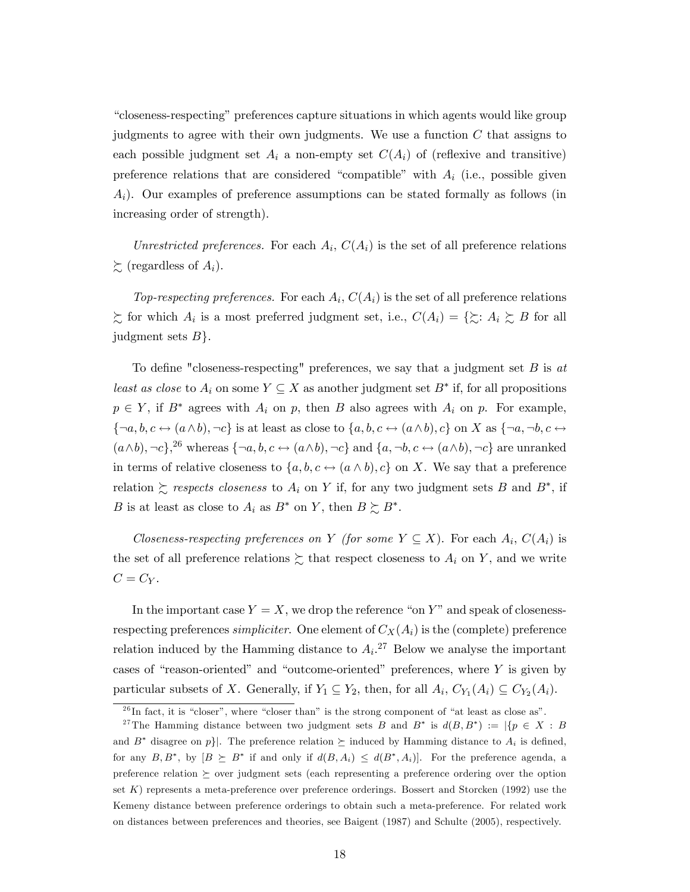"closeness-respecting" preferences capture situations in which agents would like group judgments to agree with their own judgments. We use a function $C$ that assigns to each possible judgment set $A_i$ a non-empty set $C(A_i)$ of (reflexive and transitive) preference relations that are considered "compatible" with $A_i$ (i.e., possible given $A_i$). Our examples of preference assumptions can be stated formally as follows (in increasing order of strength).

*Unrestricted preferences.* For each $A_i$, $C(A_i)$ is the set of all preference relations $\succsim$ (regardless of $A_i$).

*Top-respecting preferences.* For each $A_i$, $C(A_i)$ is the set of all preference relations $\succsim$ for which $A_i$ is a most preferred judgment set, i.e., $C(A_i) = \{\succsim : A_i \succsim B$ for all judgment sets $B\}$.

To define "closeness-respecting" preferences, we say that a judgment set $B$ is *at least as close* to $A_i$ on some $Y \subseteq X$ as another judgment set $B^*$ if, for all propositions $p \in Y$, if $B^*$ agrees with $A_i$ on $p$, then $B$ also agrees with $A_i$ on $p$. For example, $\{\neg a, b, c \leftrightarrow (a \wedge b), \neg c\}$ is at least as close to $\{a, b, c \leftrightarrow (a \wedge b), c\}$ on $X$ as $\{\neg a, \neg b, c \leftrightarrow (a \wedge b), \neg c\}$,[26] whereas $\{\neg a, b, c \leftrightarrow (a \wedge b), \neg c\}$ and $\{a, \neg b, c \leftrightarrow (a \wedge b), \neg c\}$ are unranked in terms of relative closeness to $\{a, b, c \leftrightarrow (a \wedge b), c\}$ on $X$. We say that a preference relation $\succsim$ *respects closeness* to $A_i$ on $Y$ if, for any two judgment sets $B$ and $B^*$, if $B$ is at least as close to $A_i$ as $B^*$ on $Y$, then $B \succsim B^*$.

*Closeness-respecting preferences on $Y$ (for some $Y \subseteq X$).* For each $A_i$, $C(A_i)$ is the set of all preference relations $\succsim$ that respect closeness to $A_i$ on $Y$, and we write $C = C_Y$.

In the important case $Y = X$, we drop the reference "on $Y$" and speak of closeness-respecting preferences *simpliciter*. One element of $C_X(A_i)$ is the (complete) preference relation induced by the Hamming distance to $A_i$.[27] Below we analyse the important cases of "reason-oriented" and "outcome-oriented" preferences, where $Y$ is given by particular subsets of $X$. Generally, if $Y_1 \subseteq Y_2$, then, for all $A_i$, $C_{Y_1}(A_i) \subseteq C_{Y_2}(A_i)$.

---

[26] In fact, it is "closer", where "closer than" is the strong component of "at least as close as".

[27] The Hamming distance between two judgment sets $B$ and $B^*$ is $d(B, B^*) := |\{p \in X : B$ and $B^*$ disagree on $p\}|$. The preference relation $\succeq$ induced by Hamming distance to $A_i$ is defined, for any $B, B^*$, by $[B \succeq B^*$ if and only if $d(B, A_i) \leq d(B^*, A_i)]$. For the preference agenda, a preference relation $\succeq$ over judgment sets (each representing a preference ordering over the option set $K$) represents a meta-preference over preference orderings. Bossert and Storcken (1992) use the Kemeny distance between preference orderings to obtain such a meta-preference. For related work on distances between preferences and theories, see Baigent (1987) and Schulte (2005), respectively.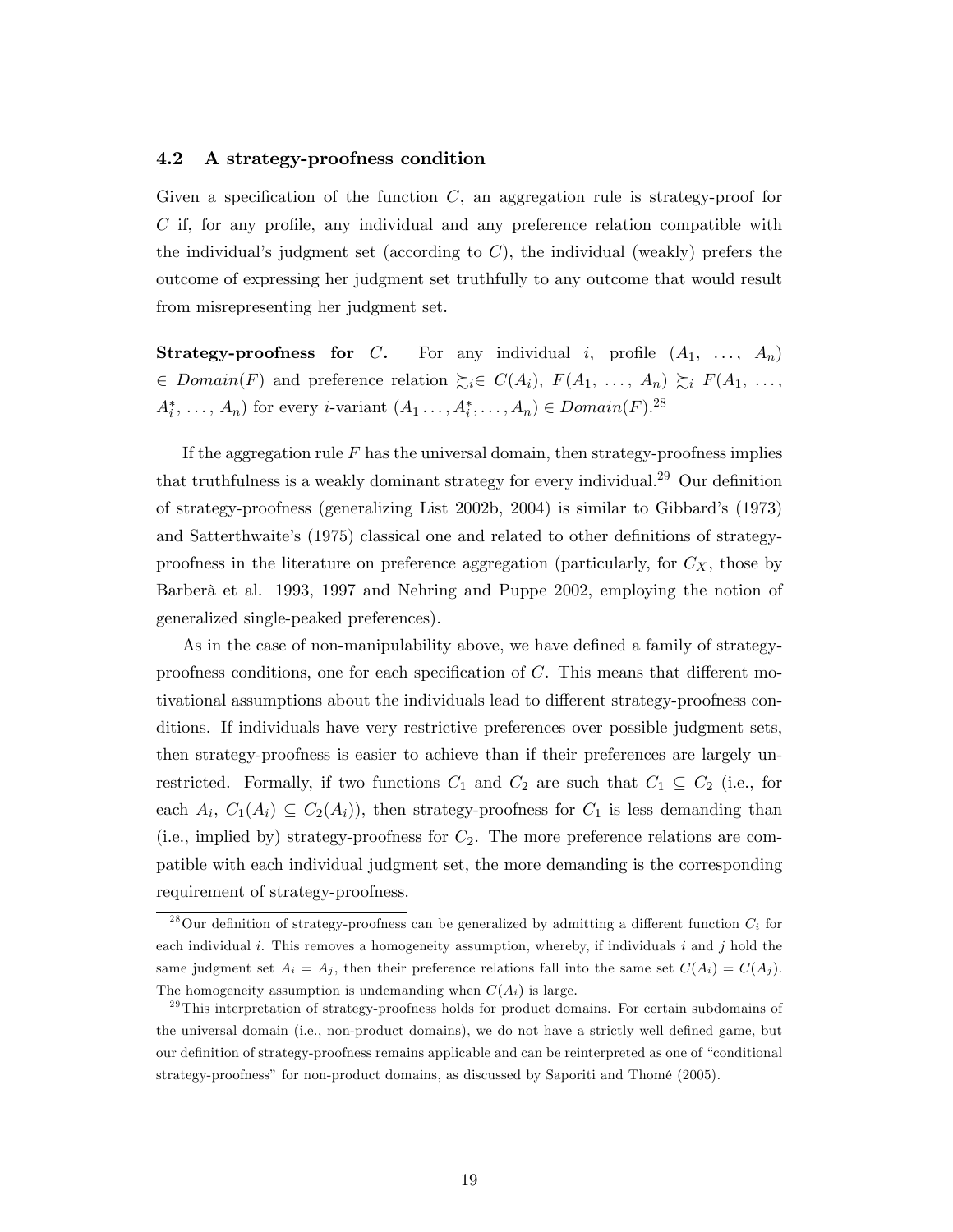### 4.2 A strategy-proofness condition

Given a specification of the function $C$, an aggregation rule is strategy-proof for $C$ if, for any profile, any individual and any preference relation compatible with the individual's judgment set (according to $C$), the individual (weakly) prefers the outcome of expressing her judgment set truthfully to any outcome that would result from misrepresenting her judgment set.

**Strategy-proofness for $C$.** For any individual $i$, profile $(A_1, \ldots, A_n) \in Domain(F)$ and preference relation $\succsim_i \in C(A_i)$, $F(A_1, \ldots, A_n) \succsim_i F(A_1, \ldots, A_i^*, \ldots, A_n)$ for every $i$-variant $(A_1 \ldots, A_i^*, \ldots, A_n) \in Domain(F)$.[28]

If the aggregation rule $F$ has the universal domain, then strategy-proofness implies that truthfulness is a weakly dominant strategy for every individual.[29] Our definition of strategy-proofness (generalizing List 2002b, 2004) is similar to Gibbard's (1973) and Satterthwaite's (1975) classical one and related to other definitions of strategy-proofness in the literature on preference aggregation (particularly, for $C_X$, those by Barberà et al. 1993, 1997 and Nehring and Puppe 2002, employing the notion of generalized single-peaked preferences).

As in the case of non-manipulability above, we have defined a family of strategy-proofness conditions, one for each specification of $C$. This means that different motivational assumptions about the individuals lead to different strategy-proofness conditions. If individuals have very restrictive preferences over possible judgment sets, then strategy-proofness is easier to achieve than if their preferences are largely unrestricted. Formally, if two functions $C_1$ and $C_2$ are such that $C_1 \subseteq C_2$ (i.e., for each $A_i$, $C_1(A_i) \subseteq C_2(A_i)$), then strategy-proofness for $C_1$ is less demanding than (i.e., implied by) strategy-proofness for $C_2$. The more preference relations are compatible with each individual judgment set, the more demanding is the corresponding requirement of strategy-proofness.

[28] Our definition of strategy-proofness can be generalized by admitting a different function $C_i$ for each individual $i$. This removes a homogeneity assumption, whereby, if individuals $i$ and $j$ hold the same judgment set $A_i = A_j$, then their preference relations fall into the same set $C(A_i) = C(A_j)$. The homogeneity assumption is undemanding when $C(A_i)$ is large.

[29] This interpretation of strategy-proofness holds for product domains. For certain subdomains of the universal domain (i.e., non-product domains), we do not have a strictly well defined game, but our definition of strategy-proofness remains applicable and can be reinterpreted as one of "conditional strategy-proofness" for non-product domains, as discussed by Saporiti and Thomé (2005).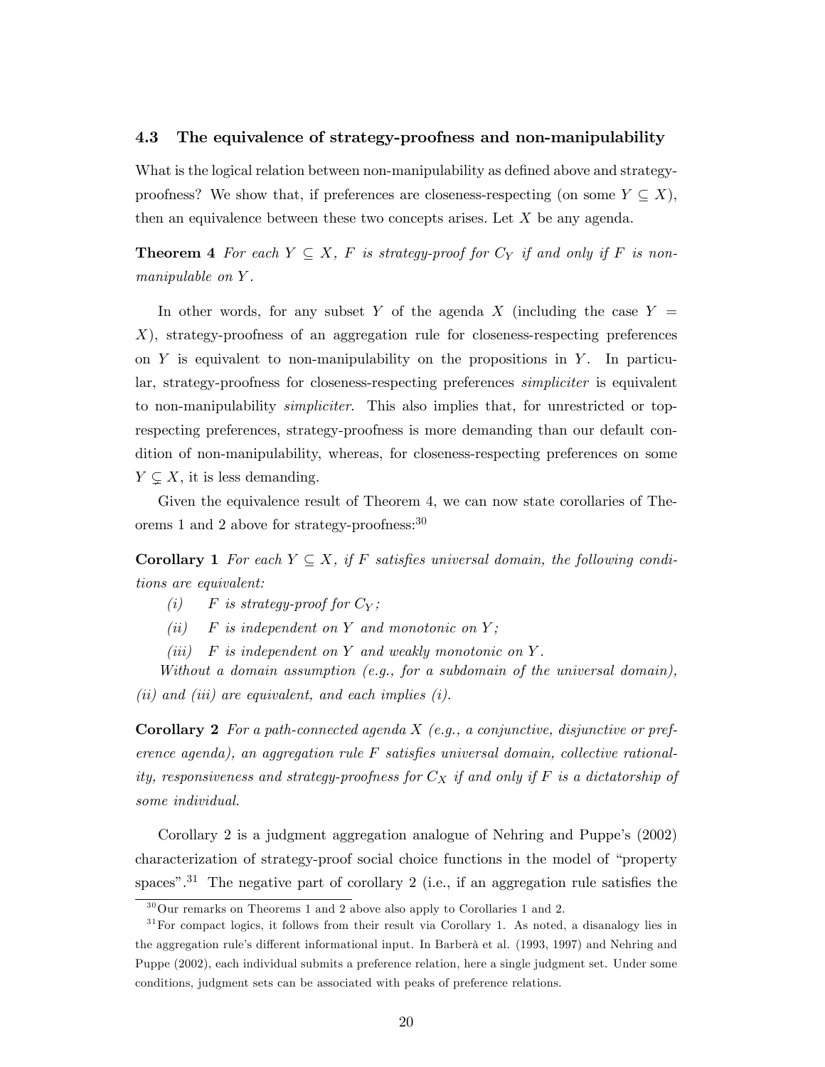### 4.3 The equivalence of strategy-proofness and non-manipulability

What is the logical relation between non-manipulability as defined above and strategy-proofness? We show that, if preferences are closeness-respecting (on some $Y \subseteq X$), then an equivalence between these two concepts arises. Let $X$ be any agenda.

**Theorem 4** *For each $Y \subseteq X$, $F$ is strategy-proof for $C_Y$ if and only if $F$ is non-manipulable on $Y$.*

In other words, for any subset $Y$ of the agenda $X$ (including the case $Y = X$), strategy-proofness of an aggregation rule for closeness-respecting preferences on $Y$ is equivalent to non-manipulability on the propositions in $Y$. In particular, strategy-proofness for closeness-respecting preferences *simpliciter* is equivalent to non-manipulability *simpliciter*. This also implies that, for unrestricted or top-respecting preferences, strategy-proofness is more demanding than our default condition of non-manipulability, whereas, for closeness-respecting preferences on some $Y \subsetneq X$, it is less demanding.

Given the equivalence result of Theorem 4, we can now state corollaries of Theorems 1 and 2 above for strategy-proofness:[30]

**Corollary 1** *For each $Y \subseteq X$, if $F$ satisfies universal domain, the following conditions are equivalent:*

*(i) $F$ is strategy-proof for $C_Y$;*

*(ii) $F$ is independent on $Y$ and monotonic on $Y$;*

*(iii) $F$ is independent on $Y$ and weakly monotonic on $Y$.*

*Without a domain assumption (e.g., for a subdomain of the universal domain), (ii) and (iii) are equivalent, and each implies (i).*

**Corollary 2** *For a path-connected agenda $X$ (e.g., a conjunctive, disjunctive or preference agenda), an aggregation rule $F$ satisfies universal domain, collective rationality, responsiveness and strategy-proofness for $C_X$ if and only if $F$ is a dictatorship of some individual.*

Corollary 2 is a judgment aggregation analogue of Nehring and Puppe's (2002) characterization of strategy-proof social choice functions in the model of "property spaces".[31] The negative part of corollary 2 (i.e., if an aggregation rule satisfies the

[30] Our remarks on Theorems 1 and 2 above also apply to Corollaries 1 and 2.

[31] For compact logics, it follows from their result via Corollary 1. As noted, a disanalogy lies in the aggregation rule's different informational input. In Barberà et al. (1993, 1997) and Nehring and Puppe (2002), each individual submits a preference relation, here a single judgment set. Under some conditions, judgment sets can be associated with peaks of preference relations.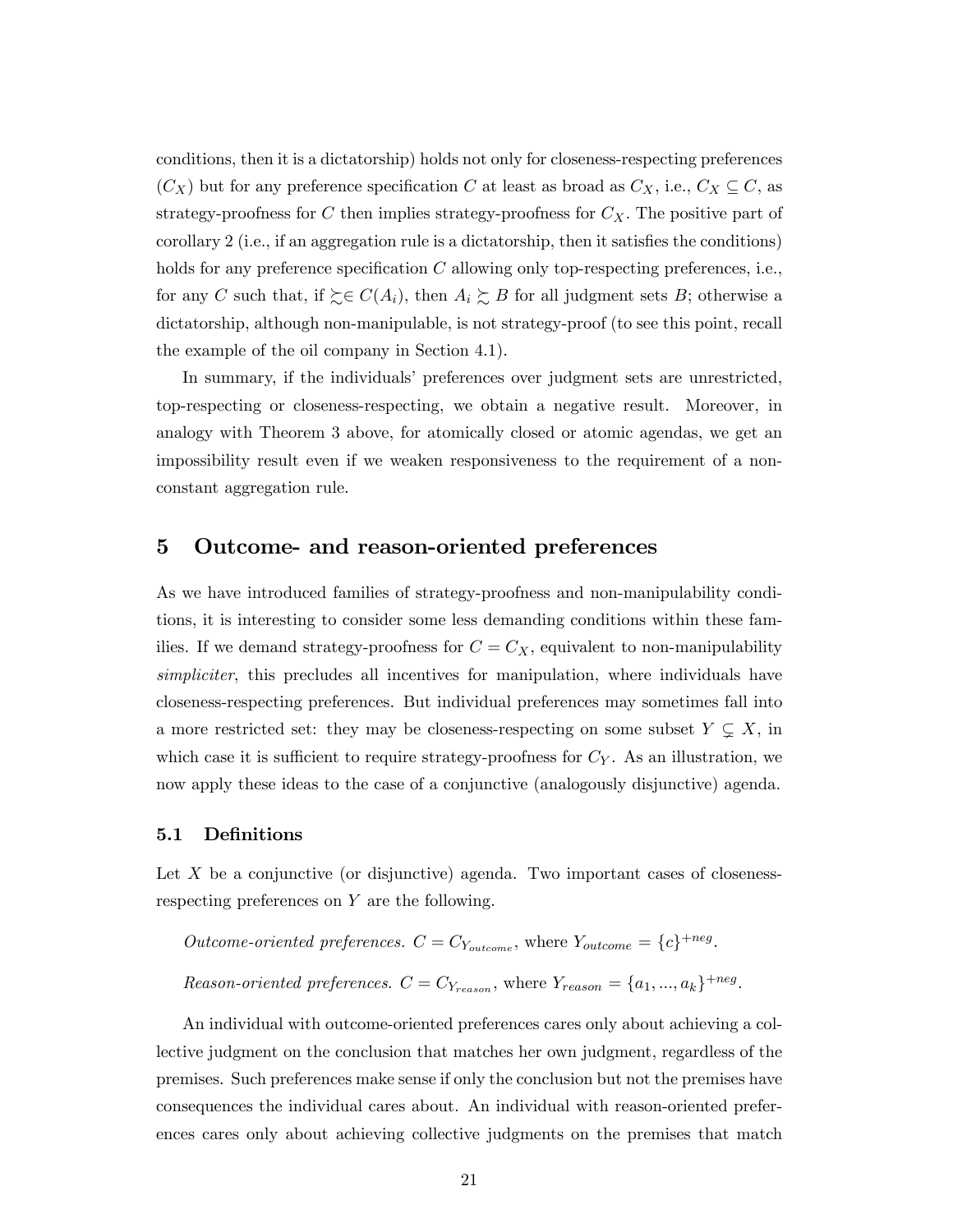conditions, then it is a dictatorship) holds not only for closeness-respecting preferences ($C_X$) but for any preference specification $C$ at least as broad as $C_X$, i.e., $C_X \subseteq C$, as strategy-proofness for $C$ then implies strategy-proofness for $C_X$. The positive part of corollary 2 (i.e., if an aggregation rule is a dictatorship, then it satisfies the conditions) holds for any preference specification $C$ allowing only top-respecting preferences, i.e., for any $C$ such that, if $\succsim \in C(A_i)$, then $A_i \succsim B$ for all judgment sets $B$; otherwise a dictatorship, although non-manipulable, is not strategy-proof (to see this point, recall the example of the oil company in Section 4.1).

In summary, if the individuals' preferences over judgment sets are unrestricted, top-respecting or closeness-respecting, we obtain a negative result. Moreover, in analogy with Theorem 3 above, for atomically closed or atomic agendas, we get an impossibility result even if we weaken responsiveness to the requirement of a non-constant aggregation rule.

## 5 Outcome- and reason-oriented preferences

As we have introduced families of strategy-proofness and non-manipulability conditions, it is interesting to consider some less demanding conditions within these families. If we demand strategy-proofness for $C = C_X$, equivalent to non-manipulability *simpliciter*, this precludes all incentives for manipulation, where individuals have closeness-respecting preferences. But individual preferences may sometimes fall into a more restricted set: they may be closeness-respecting on some subset $Y \subsetneq X$, in which case it is sufficient to require strategy-proofness for $C_Y$. As an illustration, we now apply these ideas to the case of a conjunctive (analogously disjunctive) agenda.

### 5.1 Definitions

Let $X$ be a conjunctive (or disjunctive) agenda. Two important cases of closeness-respecting preferences on $Y$ are the following.

*Outcome-oriented preferences.* $C = C_{Y_{outcome}}$, where $Y_{outcome} = \{c\}^{+neg}$.

*Reason-oriented preferences.* $C = C_{Y_{reason}}$, where $Y_{reason} = \{a_1, ..., a_k\}^{+neg}$.

An individual with outcome-oriented preferences cares only about achieving a collective judgment on the conclusion that matches her own judgment, regardless of the premises. Such preferences make sense if only the conclusion but not the premises have consequences the individual cares about. An individual with reason-oriented preferences cares only about achieving collective judgments on the premises that match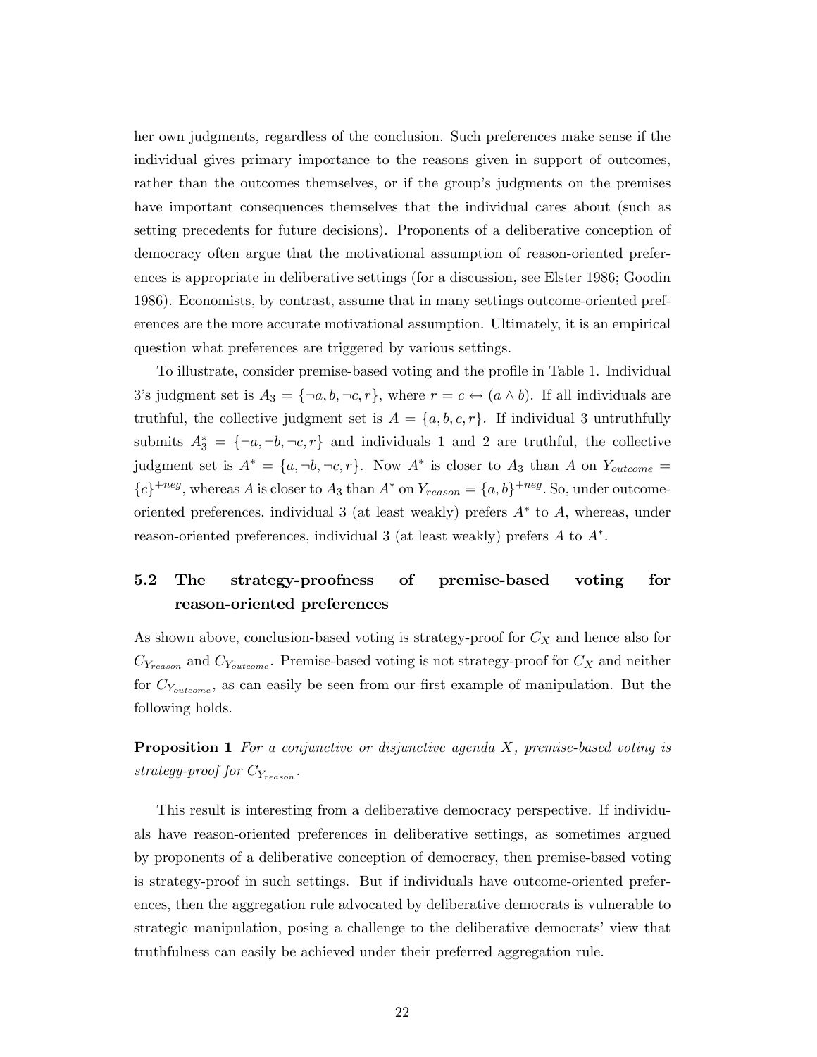her own judgments, regardless of the conclusion. Such preferences make sense if the individual gives primary importance to the reasons given in support of outcomes, rather than the outcomes themselves, or if the group's judgments on the premises have important consequences themselves that the individual cares about (such as setting precedents for future decisions). Proponents of a deliberative conception of democracy often argue that the motivational assumption of reason-oriented preferences is appropriate in deliberative settings (for a discussion, see Elster 1986; Goodin 1986). Economists, by contrast, assume that in many settings outcome-oriented preferences are the more accurate motivational assumption. Ultimately, it is an empirical question what preferences are triggered by various settings.

To illustrate, consider premise-based voting and the profile in Table 1. Individual 3's judgment set is $A_3 = \{\neg a, b, \neg c, r\}$, where $r = c \leftrightarrow (a \wedge b)$. If all individuals are truthful, the collective judgment set is $A = \{a, b, c, r\}$. If individual 3 untruthfully submits $A_3^* = \{\neg a, \neg b, \neg c, r\}$ and individuals 1 and 2 are truthful, the collective judgment set is $A^* = \{a, \neg b, \neg c, r\}$. Now $A^*$ is closer to $A_3$ than $A$ on $Y_{outcome} = \{c\}^{+neg}$, whereas $A$ is closer to $A_3$ than $A^*$ on $Y_{reason} = \{a, b\}^{+neg}$. So, under outcome-oriented preferences, individual 3 (at least weakly) prefers $A^*$ to $A$, whereas, under reason-oriented preferences, individual 3 (at least weakly) prefers $A$ to $A^*$.

## 5.2 The strategy-proofness of premise-based voting for reason-oriented preferences

As shown above, conclusion-based voting is strategy-proof for $C_X$ and hence also for $C_{Y_{reason}}$ and $C_{Y_{outcome}}$. Premise-based voting is not strategy-proof for $C_X$ and neither for $C_{Y_{outcome}}$, as can easily be seen from our first example of manipulation. But the following holds.

**Proposition 1** *For a conjunctive or disjunctive agenda $X$, premise-based voting is strategy-proof for $C_{Y_{reason}}$.*

This result is interesting from a deliberative democracy perspective. If individuals have reason-oriented preferences in deliberative settings, as sometimes argued by proponents of a deliberative conception of democracy, then premise-based voting is strategy-proof in such settings. But if individuals have outcome-oriented preferences, then the aggregation rule advocated by deliberative democrats is vulnerable to strategic manipulation, posing a challenge to the deliberative democrats' view that truthfulness can easily be achieved under their preferred aggregation rule.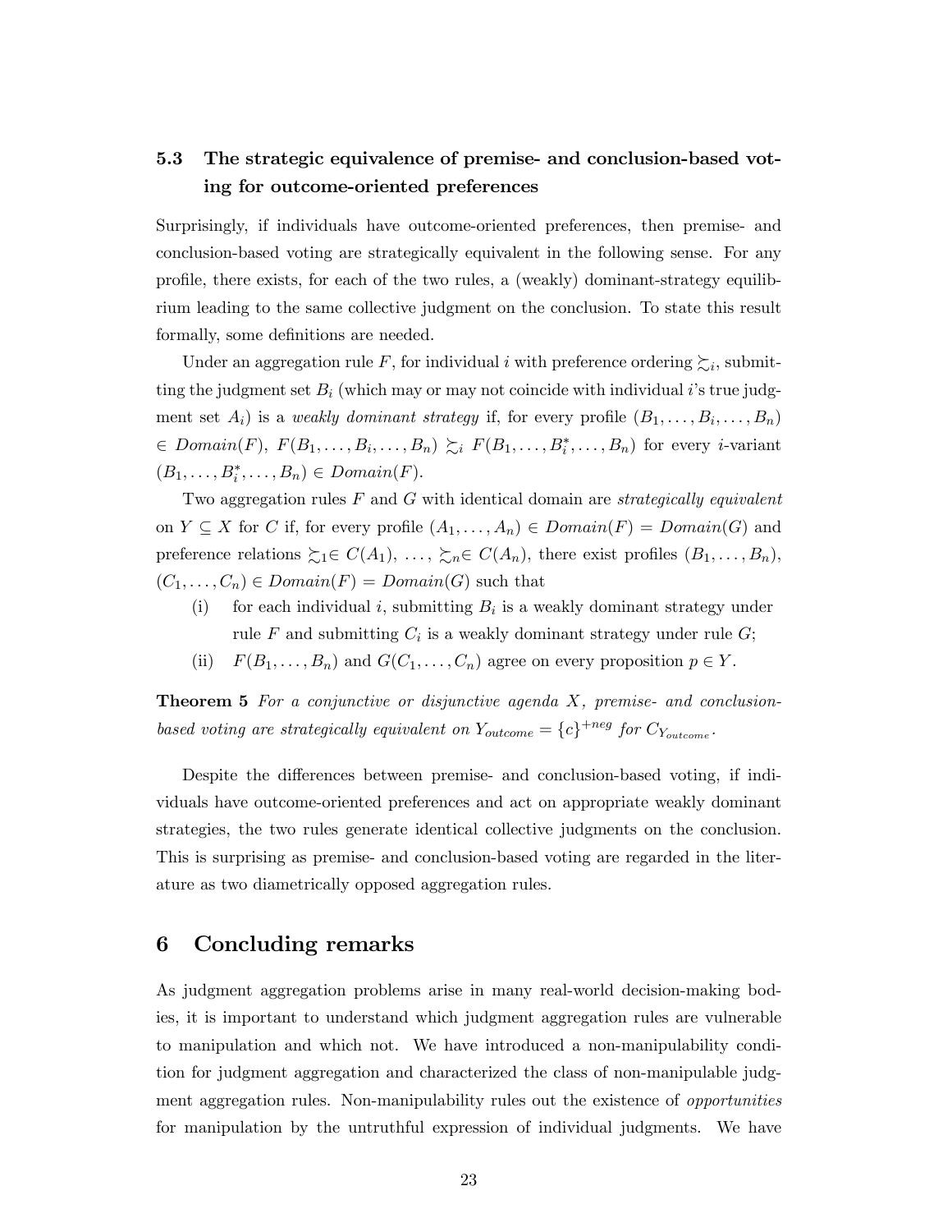### 5.3 The strategic equivalence of premise- and conclusion-based voting for outcome-oriented preferences

Surprisingly, if individuals have outcome-oriented preferences, then premise- and conclusion-based voting are strategically equivalent in the following sense. For any profile, there exists, for each of the two rules, a (weakly) dominant-strategy equilibrium leading to the same collective judgment on the conclusion. To state this result formally, some definitions are needed.

Under an aggregation rule $F$, for individual $i$ with preference ordering $\succsim_i$, submitting the judgment set $B_i$ (which may or may not coincide with individual $i$'s true judgment set $A_i$) is a *weakly dominant strategy* if, for every profile $(B_1, \ldots, B_i, \ldots, B_n) \in Domain(F)$, $F(B_1, \ldots, B_i, \ldots, B_n) \succsim_i F(B_1, \ldots, B_i^*, \ldots, B_n)$ for every $i$-variant $(B_1, \ldots, B_i^*, \ldots, B_n) \in Domain(F)$.

Two aggregation rules $F$ and $G$ with identical domain are *strategically equivalent* on $Y \subseteq X$ for $C$ if, for every profile $(A_1, \ldots, A_n) \in Domain(F) = Domain(G)$ and preference relations $\succsim_1 \in C(A_1), \ldots, \succsim_n \in C(A_n)$, there exist profiles $(B_1, \ldots, B_n)$, $(C_1, \ldots, C_n) \in Domain(F) = Domain(G)$ such that

(i) for each individual $i$, submitting $B_i$ is a weakly dominant strategy under rule $F$ and submitting $C_i$ is a weakly dominant strategy under rule $G$;

(ii) $F(B_1, \ldots, B_n)$ and $G(C_1, \ldots, C_n)$ agree on every proposition $p \in Y$.

**Theorem 5** *For a conjunctive or disjunctive agenda $X$, premise- and conclusion-based voting are strategically equivalent on $Y_{outcome} = \{c\}^{+neg}$ for $C_{Y_{outcome}}$.*

Despite the differences between premise- and conclusion-based voting, if individuals have outcome-oriented preferences and act on appropriate weakly dominant strategies, the two rules generate identical collective judgments on the conclusion. This is surprising as premise- and conclusion-based voting are regarded in the literature as two diametrically opposed aggregation rules.

## 6 Concluding remarks

As judgment aggregation problems arise in many real-world decision-making bodies, it is important to understand which judgment aggregation rules are vulnerable to manipulation and which not. We have introduced a non-manipulability condition for judgment aggregation and characterized the class of non-manipulable judgment aggregation rules. Non-manipulability rules out the existence of *opportunities* for manipulation by the untruthful expression of individual judgments. We have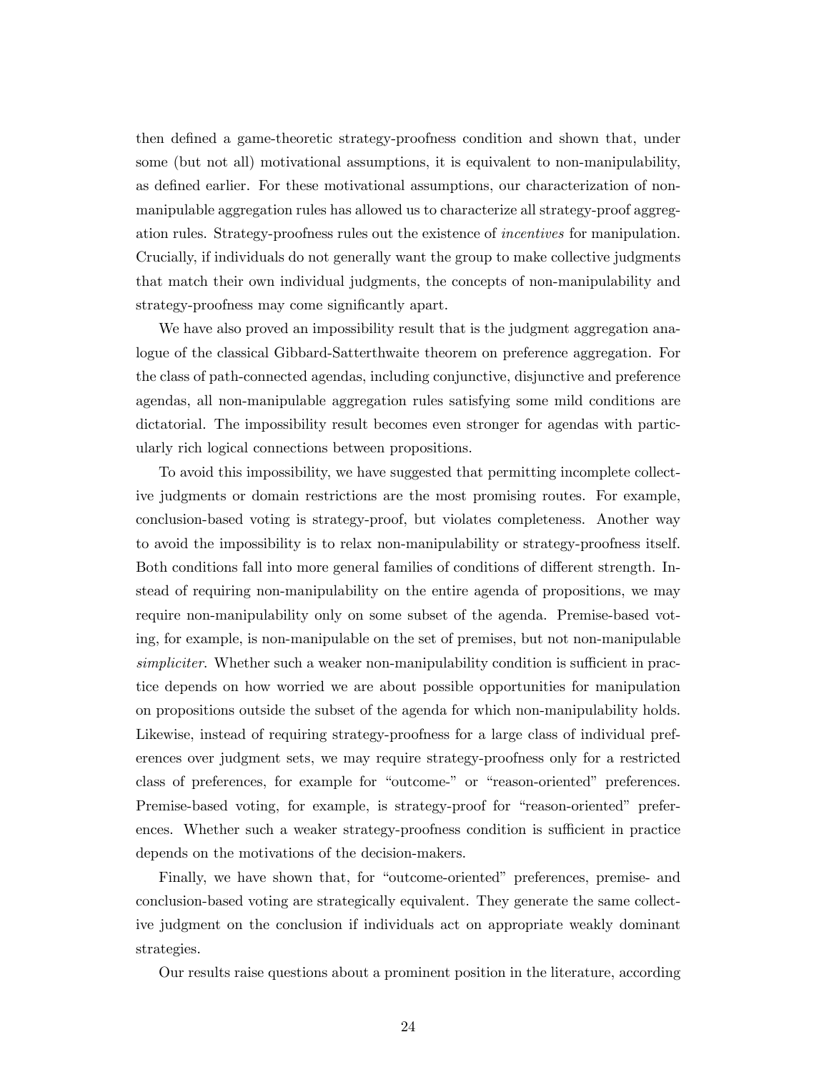then defined a game-theoretic strategy-proofness condition and shown that, under some (but not all) motivational assumptions, it is equivalent to non-manipulability, as defined earlier. For these motivational assumptions, our characterization of non-manipulable aggregation rules has allowed us to characterize all strategy-proof aggregation rules. Strategy-proofness rules out the existence of *incentives* for manipulation. Crucially, if individuals do not generally want the group to make collective judgments that match their own individual judgments, the concepts of non-manipulability and strategy-proofness may come significantly apart.

We have also proved an impossibility result that is the judgment aggregation analogue of the classical Gibbard-Satterthwaite theorem on preference aggregation. For the class of path-connected agendas, including conjunctive, disjunctive and preference agendas, all non-manipulable aggregation rules satisfying some mild conditions are dictatorial. The impossibility result becomes even stronger for agendas with particularly rich logical connections between propositions.

To avoid this impossibility, we have suggested that permitting incomplete collective judgments or domain restrictions are the most promising routes. For example, conclusion-based voting is strategy-proof, but violates completeness. Another way to avoid the impossibility is to relax non-manipulability or strategy-proofness itself. Both conditions fall into more general families of conditions of different strength. Instead of requiring non-manipulability on the entire agenda of propositions, we may require non-manipulability only on some subset of the agenda. Premise-based voting, for example, is non-manipulable on the set of premises, but not non-manipulable *simpliciter*. Whether such a weaker non-manipulability condition is sufficient in practice depends on how worried we are about possible opportunities for manipulation on propositions outside the subset of the agenda for which non-manipulability holds. Likewise, instead of requiring strategy-proofness for a large class of individual preferences over judgment sets, we may require strategy-proofness only for a restricted class of preferences, for example for "outcome-" or "reason-oriented" preferences. Premise-based voting, for example, is strategy-proof for "reason-oriented" preferences. Whether such a weaker strategy-proofness condition is sufficient in practice depends on the motivations of the decision-makers.

Finally, we have shown that, for "outcome-oriented" preferences, premise- and conclusion-based voting are strategically equivalent. They generate the same collective judgment on the conclusion if individuals act on appropriate weakly dominant strategies.

Our results raise questions about a prominent position in the literature, according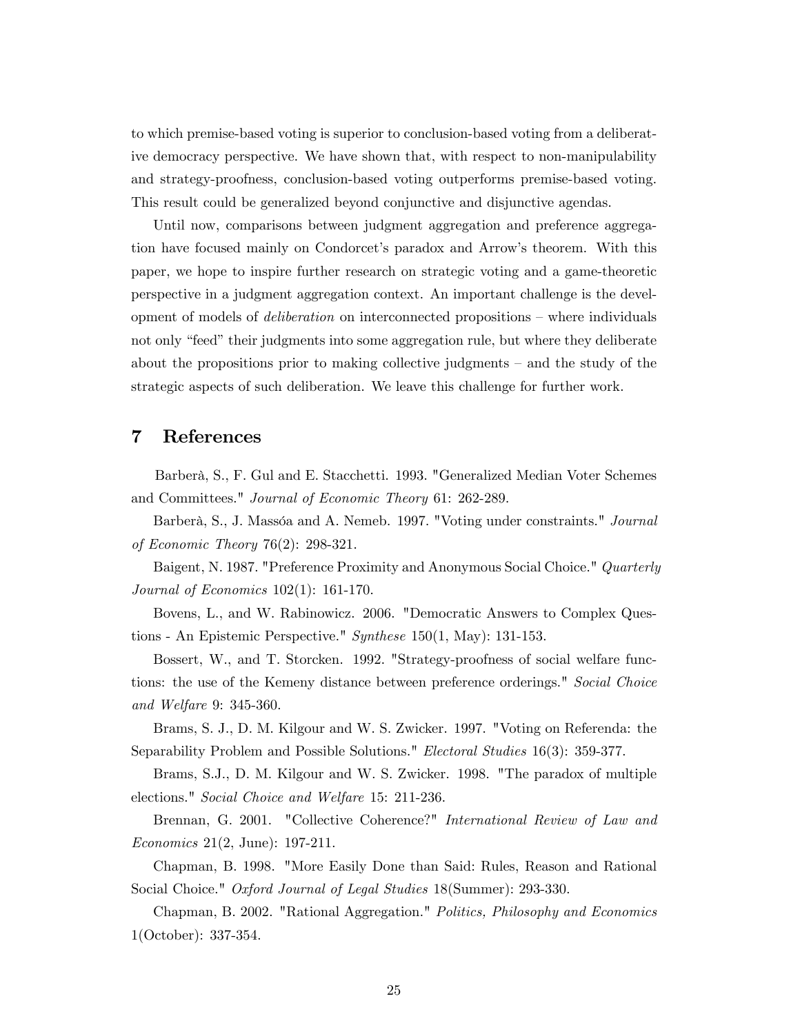to which premise-based voting is superior to conclusion-based voting from a deliberative democracy perspective. We have shown that, with respect to non-manipulability and strategy-proofness, conclusion-based voting outperforms premise-based voting. This result could be generalized beyond conjunctive and disjunctive agendas.

Until now, comparisons between judgment aggregation and preference aggregation have focused mainly on Condorcet's paradox and Arrow's theorem. With this paper, we hope to inspire further research on strategic voting and a game-theoretic perspective in a judgment aggregation context. An important challenge is the development of models of *deliberation* on interconnected propositions – where individuals not only "feed" their judgments into some aggregation rule, but where they deliberate about the propositions prior to making collective judgments – and the study of the strategic aspects of such deliberation. We leave this challenge for further work.

# 7 References

Barberà, S., F. Gul and E. Stacchetti. 1993. "Generalized Median Voter Schemes and Committees." *Journal of Economic Theory* 61: 262-289.

Barberà, S., J. Massóa and A. Nemeb. 1997. "Voting under constraints." *Journal of Economic Theory* 76(2): 298-321.

Baigent, N. 1987. "Preference Proximity and Anonymous Social Choice." *Quarterly Journal of Economics* 102(1): 161-170.

Bovens, L., and W. Rabinowicz. 2006. "Democratic Answers to Complex Questions - An Epistemic Perspective." *Synthese* 150(1, May): 131-153.

Bossert, W., and T. Storcken. 1992. "Strategy-proofness of social welfare functions: the use of the Kemeny distance between preference orderings." *Social Choice and Welfare* 9: 345-360.

Brams, S. J., D. M. Kilgour and W. S. Zwicker. 1997. "Voting on Referenda: the Separability Problem and Possible Solutions." *Electoral Studies* 16(3): 359-377.

Brams, S.J., D. M. Kilgour and W. S. Zwicker. 1998. "The paradox of multiple elections." *Social Choice and Welfare* 15: 211-236.

Brennan, G. 2001. "Collective Coherence?" *International Review of Law and Economics* 21(2, June): 197-211.

Chapman, B. 1998. "More Easily Done than Said: Rules, Reason and Rational Social Choice." *Oxford Journal of Legal Studies* 18(Summer): 293-330.

Chapman, B. 2002. "Rational Aggregation." *Politics, Philosophy and Economics* 1(October): 337-354.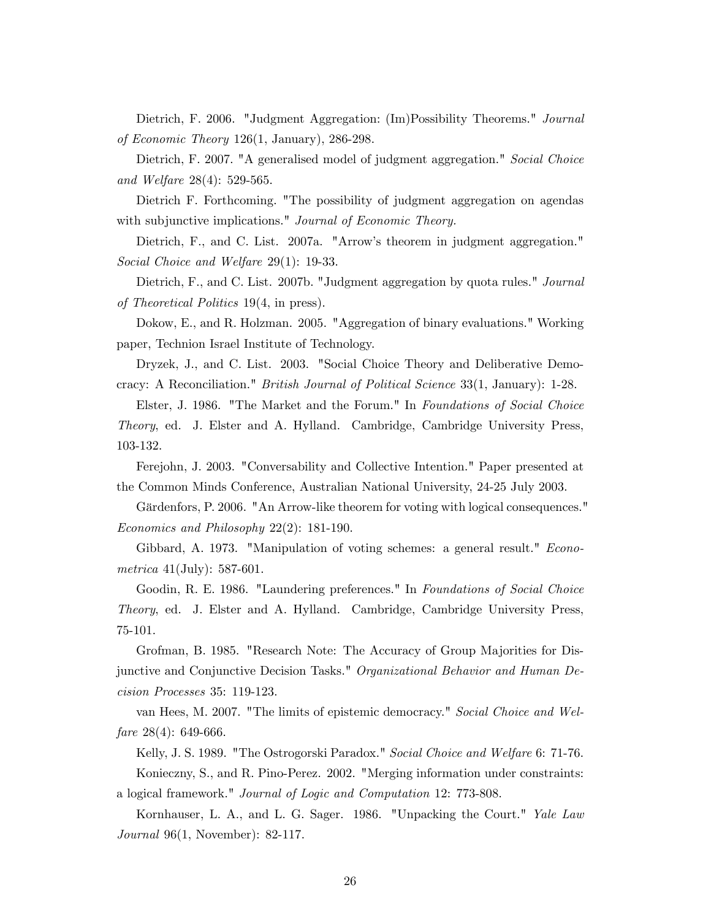Dietrich, F. 2006. "Judgment Aggregation: (Im)Possibility Theorems." *Journal of Economic Theory* 126(1, January), 286-298.

Dietrich, F. 2007. "A generalised model of judgment aggregation." *Social Choice and Welfare* 28(4): 529-565.

Dietrich F. Forthcoming. "The possibility of judgment aggregation on agendas with subjunctive implications." *Journal of Economic Theory.*

Dietrich, F., and C. List. 2007a. "Arrow's theorem in judgment aggregation." *Social Choice and Welfare* 29(1): 19-33.

Dietrich, F., and C. List. 2007b. "Judgment aggregation by quota rules." *Journal of Theoretical Politics* 19(4, in press).

Dokow, E., and R. Holzman. 2005. "Aggregation of binary evaluations." Working paper, Technion Israel Institute of Technology.

Dryzek, J., and C. List. 2003. "Social Choice Theory and Deliberative Democracy: A Reconciliation." *British Journal of Political Science* 33(1, January): 1-28.

Elster, J. 1986. "The Market and the Forum." In *Foundations of Social Choice Theory*, ed. J. Elster and A. Hylland. Cambridge, Cambridge University Press, 103-132.

Ferejohn, J. 2003. "Conversability and Collective Intention." Paper presented at the Common Minds Conference, Australian National University, 24-25 July 2003.

Gärdenfors, P. 2006. "An Arrow-like theorem for voting with logical consequences." *Economics and Philosophy* 22(2): 181-190.

Gibbard, A. 1973. "Manipulation of voting schemes: a general result." *Econometrica* 41(July): 587-601.

Goodin, R. E. 1986. "Laundering preferences." In *Foundations of Social Choice Theory*, ed. J. Elster and A. Hylland. Cambridge, Cambridge University Press, 75-101.

Grofman, B. 1985. "Research Note: The Accuracy of Group Majorities for Disjunctive and Conjunctive Decision Tasks." *Organizational Behavior and Human Decision Processes* 35: 119-123.

van Hees, M. 2007. "The limits of epistemic democracy." *Social Choice and Welfare* 28(4): 649-666.

Kelly, J. S. 1989. "The Ostrogorski Paradox." *Social Choice and Welfare* 6: 71-76.

Konieczny, S., and R. Pino-Perez. 2002. "Merging information under constraints: a logical framework." *Journal of Logic and Computation* 12: 773-808.

Kornhauser, L. A., and L. G. Sager. 1986. "Unpacking the Court." *Yale Law Journal* 96(1, November): 82-117.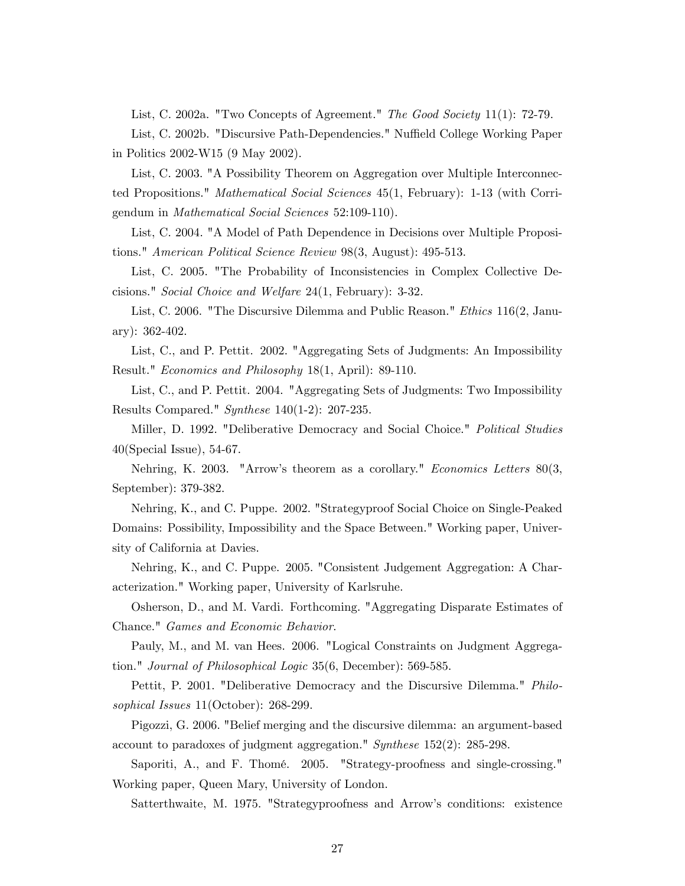List, C. 2002a. "Two Concepts of Agreement." *The Good Society* 11(1): 72-79.

List, C. 2002b. "Discursive Path-Dependencies." Nuffield College Working Paper in Politics 2002-W15 (9 May 2002).

List, C. 2003. "A Possibility Theorem on Aggregation over Multiple Interconnected Propositions." *Mathematical Social Sciences* 45(1, February): 1-13 (with Corrigendum in *Mathematical Social Sciences* 52:109-110).

List, C. 2004. "A Model of Path Dependence in Decisions over Multiple Propositions." *American Political Science Review* 98(3, August): 495-513.

List, C. 2005. "The Probability of Inconsistencies in Complex Collective Decisions." *Social Choice and Welfare* 24(1, February): 3-32.

List, C. 2006. "The Discursive Dilemma and Public Reason." *Ethics* 116(2, January): 362-402.

List, C., and P. Pettit. 2002. "Aggregating Sets of Judgments: An Impossibility Result." *Economics and Philosophy* 18(1, April): 89-110.

List, C., and P. Pettit. 2004. "Aggregating Sets of Judgments: Two Impossibility Results Compared." *Synthese* 140(1-2): 207-235.

Miller, D. 1992. "Deliberative Democracy and Social Choice." *Political Studies* 40(Special Issue), 54-67.

Nehring, K. 2003. "Arrow's theorem as a corollary." *Economics Letters* 80(3, September): 379-382.

Nehring, K., and C. Puppe. 2002. "Strategyproof Social Choice on Single-Peaked Domains: Possibility, Impossibility and the Space Between." Working paper, University of California at Davies.

Nehring, K., and C. Puppe. 2005. "Consistent Judgement Aggregation: A Characterization." Working paper, University of Karlsruhe.

Osherson, D., and M. Vardi. Forthcoming. "Aggregating Disparate Estimates of Chance." *Games and Economic Behavior*.

Pauly, M., and M. van Hees. 2006. "Logical Constraints on Judgment Aggregation." *Journal of Philosophical Logic* 35(6, December): 569-585.

Pettit, P. 2001. "Deliberative Democracy and the Discursive Dilemma." *Philosophical Issues* 11(October): 268-299.

Pigozzi, G. 2006. "Belief merging and the discursive dilemma: an argument-based account to paradoxes of judgment aggregation." *Synthese* 152(2): 285-298.

Saporiti, A., and F. Thomé. 2005. "Strategy-proofness and single-crossing." Working paper, Queen Mary, University of London.

Satterthwaite, M. 1975. "Strategyproofness and Arrow's conditions: existence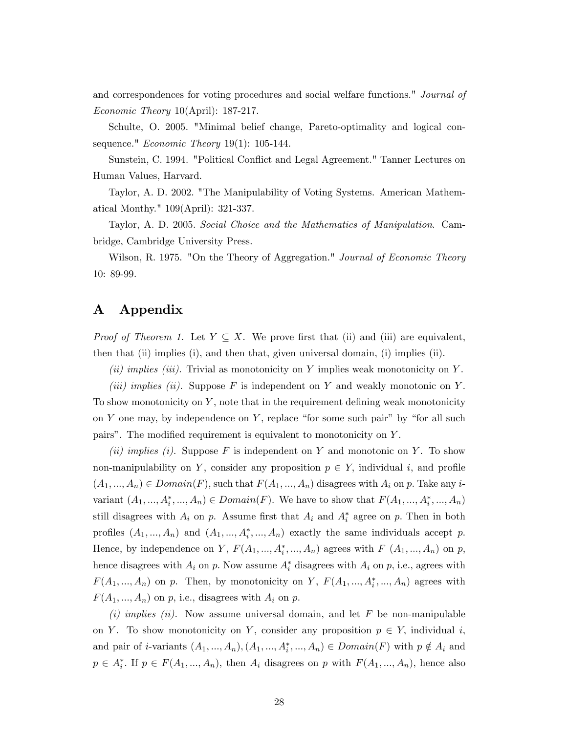and correspondences for voting procedures and social welfare functions." *Journal of Economic Theory* 10(April): 187-217.

Schulte, O. 2005. "Minimal belief change, Pareto-optimality and logical consequence." *Economic Theory* 19(1): 105-144.

Sunstein, C. 1994. "Political Conflict and Legal Agreement." Tanner Lectures on Human Values, Harvard.

Taylor, A. D. 2002. "The Manipulability of Voting Systems. American Mathematical Monthy." 109(April): 321-337.

Taylor, A. D. 2005. *Social Choice and the Mathematics of Manipulation*. Cambridge, Cambridge University Press.

Wilson, R. 1975. "On the Theory of Aggregation." *Journal of Economic Theory* 10: 89-99.

# A Appendix

*Proof of Theorem 1.* Let $Y \subseteq X$. We prove first that (ii) and (iii) are equivalent, then that (ii) implies (i), and then that, given universal domain, (i) implies (ii).

*(ii) implies (iii).* Trivial as monotonicity on $Y$ implies weak monotonicity on $Y$.

*(iii) implies (ii).* Suppose $F$ is independent on $Y$ and weakly monotonic on $Y$. To show monotonicity on $Y$, note that in the requirement defining weak monotonicity on $Y$ one may, by independence on $Y$, replace "for some such pair" by "for all such pairs". The modified requirement is equivalent to monotonicity on $Y$.

*(ii) implies (i).* Suppose $F$ is independent on $Y$ and monotonic on $Y$. To show non-manipulability on $Y$, consider any proposition $p \in Y$, individual $i$, and profile $(A_1, ..., A_n) \in Domain(F)$, such that $F(A_1, ..., A_n)$ disagrees with $A_i$ on $p$. Take any $i$-variant $(A_1, ..., A_i^*, ..., A_n) \in Domain(F)$. We have to show that $F(A_1, ..., A_i^*, ..., A_n)$ still disagrees with $A_i$ on $p$. Assume first that $A_i$ and $A_i^*$ agree on $p$. Then in both profiles $(A_1, ..., A_n)$ and $(A_1, ..., A_i^*, ..., A_n)$ exactly the same individuals accept $p$. Hence, by independence on $Y$, $F(A_1, ..., A_i^*, ..., A_n)$ agrees with $F$ $(A_1, ..., A_n)$ on $p$, hence disagrees with $A_i$ on $p$. Now assume $A_i^*$ disagrees with $A_i$ on $p$, i.e., agrees with $F(A_1, ..., A_n)$ on $p$. Then, by monotonicity on $Y$, $F(A_1, ..., A_i^*, ..., A_n)$ agrees with $F(A_1, ..., A_n)$ on $p$, i.e., disagrees with $A_i$ on $p$.

*(i) implies (ii).* Now assume universal domain, and let $F$ be non-manipulable on $Y$. To show monotonicity on $Y$, consider any proposition $p \in Y$, individual $i$, and pair of $i$-variants $(A_1, ..., A_n), (A_1, ..., A_i^*, ..., A_n) \in Domain(F)$ with $p \notin A_i$ and $p \in A_i^*$. If $p \in F(A_1, ..., A_n)$, then $A_i$ disagrees on $p$ with $F(A_1, ..., A_n)$, hence also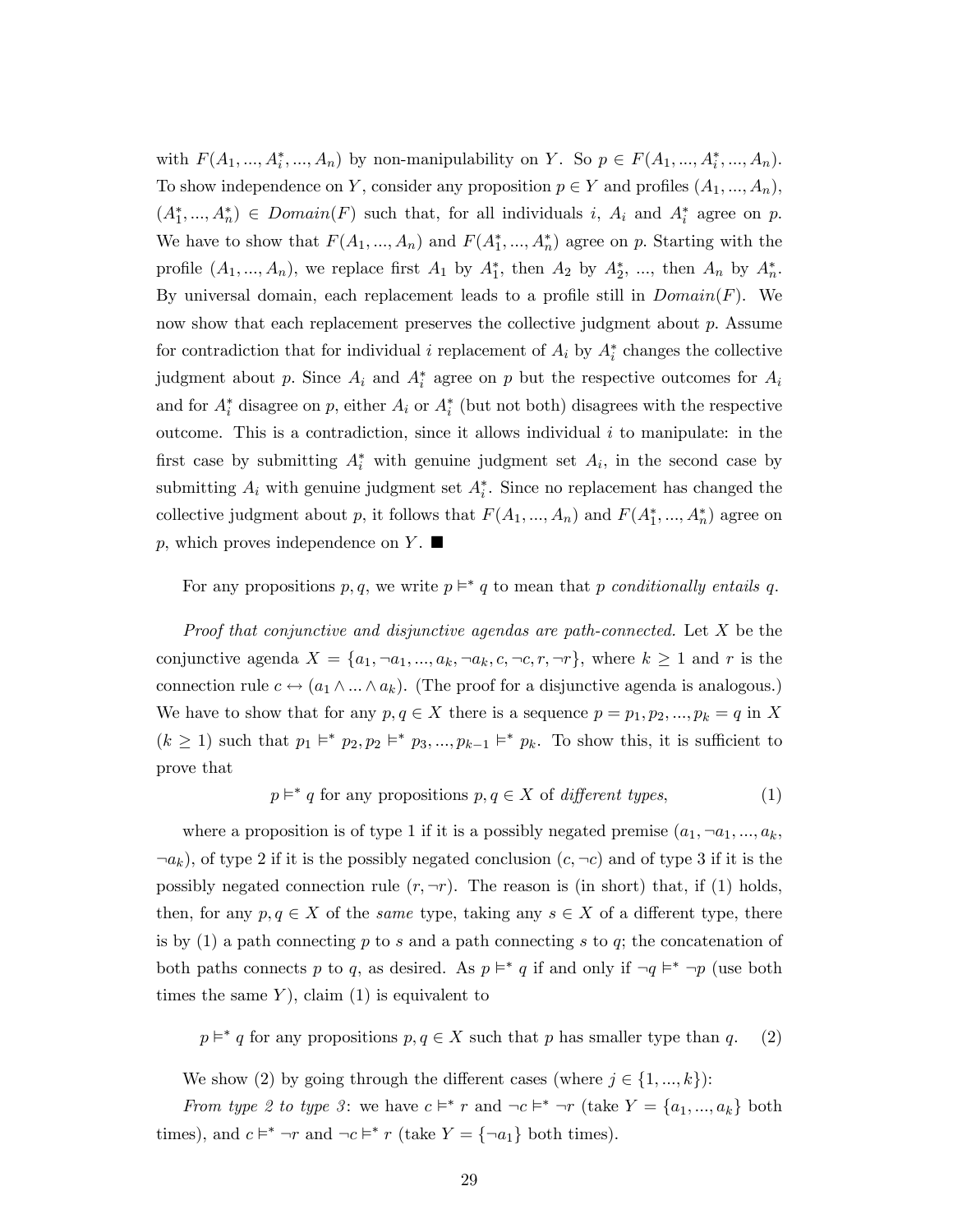with $F(A_1, ..., A_i^*, ..., A_n)$ by non-manipulability on $Y$. So $p \in F(A_1, ..., A_i^*, ..., A_n)$. To show independence on $Y$, consider any proposition $p \in Y$ and profiles $(A_1, ..., A_n)$, $(A_1^*, ..., A_n^*) \in Domain(F)$ such that, for all individuals $i$, $A_i$ and $A_i^*$ agree on $p$. We have to show that $F(A_1, ..., A_n)$ and $F(A_1^*, ..., A_n^*)$ agree on $p$. Starting with the profile $(A_1, ..., A_n)$, we replace first $A_1$ by $A_1^*$, then $A_2$ by $A_2^*$, ..., then $A_n$ by $A_n^*$. By universal domain, each replacement leads to a profile still in $Domain(F)$. We now show that each replacement preserves the collective judgment about $p$. Assume for contradiction that for individual $i$ replacement of $A_i$ by $A_i^*$ changes the collective judgment about $p$. Since $A_i$ and $A_i^*$ agree on $p$ but the respective outcomes for $A_i$ and for $A_i^*$ disagree on $p$, either $A_i$ or $A_i^*$ (but not both) disagrees with the respective outcome. This is a contradiction, since it allows individual $i$ to manipulate: in the first case by submitting $A_i^*$ with genuine judgment set $A_i$, in the second case by submitting $A_i$ with genuine judgment set $A_i^*$. Since no replacement has changed the collective judgment about $p$, it follows that $F(A_1, ..., A_n)$ and $F(A_1^*, ..., A_n^*)$ agree on $p$, which proves independence on $Y$. ■

For any propositions $p, q$, we write $p \vDash^* q$ to mean that $p$ *conditionally entails* $q$.

*Proof that conjunctive and disjunctive agendas are path-connected.* Let $X$ be the conjunctive agenda $X = \{a_1, \neg a_1, ..., a_k, \neg a_k, c, \neg c, r, \neg r\}$, where $k \geq 1$ and $r$ is the connection rule $c \leftrightarrow (a_1 \wedge ... \wedge a_k)$. (The proof for a disjunctive agenda is analogous.) We have to show that for any $p, q \in X$ there is a sequence $p = p_1, p_2, ..., p_k = q$ in $X$ ($k \geq 1$) such that $p_1 \vDash^* p_2, p_2 \vDash^* p_3, ..., p_{k-1} \vDash^* p_k$. To show this, it is sufficient to prove that

$$p \vDash^* q \text{ for any propositions } p, q \in X \text{ of } \textit{different types}, \tag{1}$$

where a proposition is of type 1 if it is a possibly negated premise ($a_1, \neg a_1, ..., a_k, \neg a_k$), of type 2 if it is the possibly negated conclusion ($c, \neg c$) and of type 3 if it is the possibly negated connection rule ($r, \neg r$). The reason is (in short) that, if (1) holds, then, for any $p, q \in X$ of the *same* type, taking any $s \in X$ of a different type, there is by (1) a path connecting $p$ to $s$ and a path connecting $s$ to $q$; the concatenation of both paths connects $p$ to $q$, as desired. As $p \vDash^* q$ if and only if $\neg q \vDash^* \neg p$ (use both times the same $Y$), claim (1) is equivalent to

$$p \vDash^* q \text{ for any propositions } p, q \in X \text{ such that } p \text{ has smaller type than } q. \tag{2}$$

We show (2) by going through the different cases (where $j \in \{1, ..., k\}$):

*From type 2 to type 3*: we have $c \vDash^* r$ and $\neg c \vDash^* \neg r$ (take $Y = \{a_1, ..., a_k\}$ both times), and $c \vDash^* \neg r$ and $\neg c \vDash^* r$ (take $Y = \{\neg a_1\}$ both times).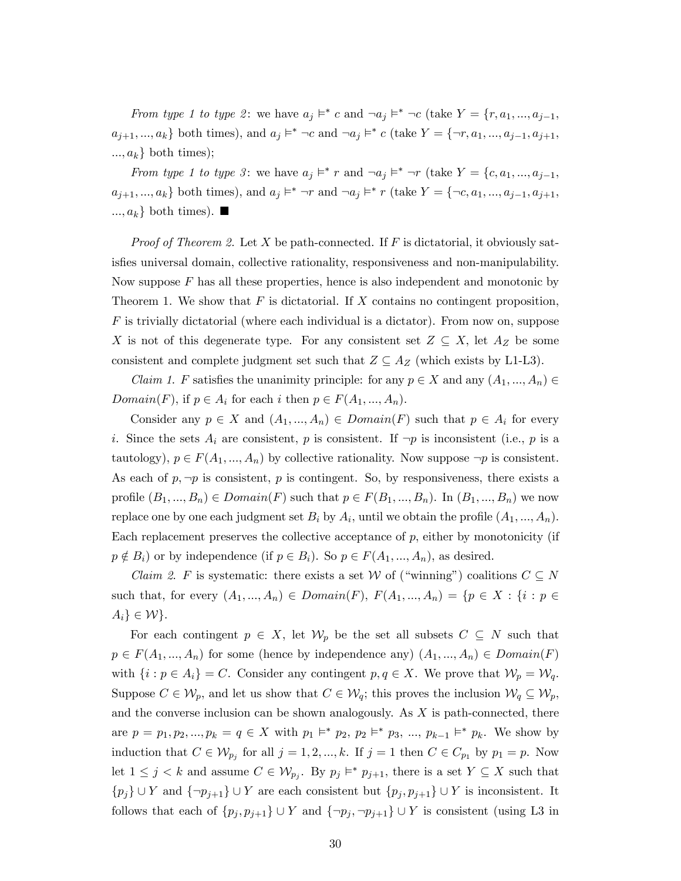*From type 1 to type 2*: we have $a_j \vDash^* c$ and $\neg a_j \vDash^* \neg c$ (take $Y = \{r, a_1, ..., a_{j-1}, a_{j+1}, ..., a_k\}$ both times), and $a_j \vDash^* \neg c$ and $\neg a_j \vDash^* c$ (take $Y = \{\neg r, a_1, ..., a_{j-1}, a_{j+1}, ..., a_k\}$ both times);

*From type 1 to type 3*: we have $a_j \vDash^* r$ and $\neg a_j \vDash^* \neg r$ (take $Y = \{c, a_1, ..., a_{j-1}, a_{j+1}, ..., a_k\}$ both times), and $a_j \vDash^* \neg r$ and $\neg a_j \vDash^* r$ (take $Y = \{\neg c, a_1, ..., a_{j-1}, a_{j+1}, ..., a_k\}$ both times). ■

*Proof of Theorem 2.* Let $X$ be path-connected. If $F$ is dictatorial, it obviously satisfies universal domain, collective rationality, responsiveness and non-manipulability. Now suppose $F$ has all these properties, hence is also independent and monotonic by Theorem 1. We show that $F$ is dictatorial. If $X$ contains no contingent proposition, $F$ is trivially dictatorial (where each individual is a dictator). From now on, suppose $X$ is not of this degenerate type. For any consistent set $Z \subseteq X$, let $A_Z$ be some consistent and complete judgment set such that $Z \subseteq A_Z$ (which exists by L1-L3).

*Claim 1.* $F$ satisfies the unanimity principle: for any $p \in X$ and any $(A_1, ..., A_n) \in Domain(F)$, if $p \in A_i$ for each $i$ then $p \in F(A_1, ..., A_n)$.

Consider any $p \in X$ and $(A_1, ..., A_n) \in Domain(F)$ such that $p \in A_i$ for every $i$. Since the sets $A_i$ are consistent, $p$ is consistent. If $\neg p$ is inconsistent (i.e., $p$ is a tautology), $p \in F(A_1, ..., A_n)$ by collective rationality. Now suppose $\neg p$ is consistent. As each of $p, \neg p$ is consistent, $p$ is contingent. So, by responsiveness, there exists a profile $(B_1, ..., B_n) \in Domain(F)$ such that $p \in F(B_1, ..., B_n)$. In $(B_1, ..., B_n)$ we now replace one by one each judgment set $B_i$ by $A_i$, until we obtain the profile $(A_1, ..., A_n)$. Each replacement preserves the collective acceptance of $p$, either by monotonicity (if $p \notin B_i$) or by independence (if $p \in B_i$). So $p \in F(A_1, ..., A_n)$, as desired.

*Claim 2.* $F$ is systematic: there exists a set $\mathcal{W}$ of ("winning") coalitions $C \subseteq N$ such that, for every $(A_1, ..., A_n) \in Domain(F)$, $F(A_1, ..., A_n) = \{p \in X : \{i : p \in A_i\} \in \mathcal{W}\}$.

For each contingent $p \in X$, let $\mathcal{W}_p$ be the set all subsets $C \subseteq N$ such that $p \in F(A_1, ..., A_n)$ for some (hence by independence any) $(A_1, ..., A_n) \in Domain(F)$ with $\{i : p \in A_i\} = C$. Consider any contingent $p, q \in X$. We prove that $\mathcal{W}_p = \mathcal{W}_q$. Suppose $C \in \mathcal{W}_p$, and let us show that $C \in \mathcal{W}_q$; this proves the inclusion $\mathcal{W}_q \subseteq \mathcal{W}_p$, and the converse inclusion can be shown analogously. As $X$ is path-connected, there are $p = p_1, p_2, ..., p_k = q \in X$ with $p_1 \vDash^* p_2$, $p_2 \vDash^* p_3$, ..., $p_{k-1} \vDash^* p_k$. We show by induction that $C \in \mathcal{W}_{p_j}$ for all $j = 1, 2, ..., k$. If $j = 1$ then $C \in C_{p_1}$ by $p_1 = p$. Now let $1 \leq j < k$ and assume $C \in \mathcal{W}_{p_j}$. By $p_j \vDash^* p_{j+1}$, there is a set $Y \subseteq X$ such that $\{p_j\} \cup Y$ and $\{\neg p_{j+1}\} \cup Y$ are each consistent but $\{p_j, p_{j+1}\} \cup Y$ is inconsistent. It follows that each of $\{p_j, p_{j+1}\} \cup Y$ and $\{\neg p_j, \neg p_{j+1}\} \cup Y$ is consistent (using L3 in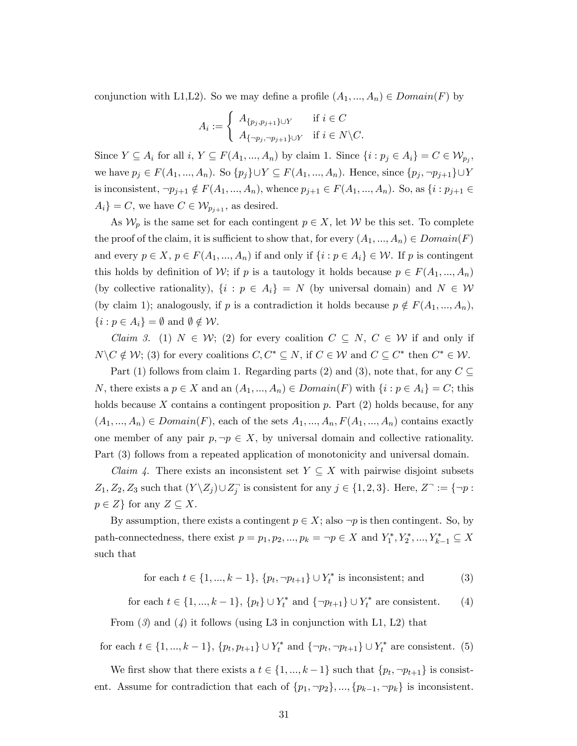conjunction with L1,L2). So we may define a profile $(A_1, ..., A_n) \in Domain(F)$ by

$$A_i := \begin{cases} A_{\{p_j, p_{j+1}\} \cup Y} & \text{if } i \in C \\ A_{\{\neg p_j, \neg p_{j+1}\} \cup Y} & \text{if } i \in N \backslash C. \end{cases}$$

Since $Y \subseteq A_i$ for all $i$, $Y \subseteq F(A_1, ..., A_n)$ by claim 1. Since $\{i : p_j \in A_i\} = C \in \mathcal{W}_{p_j}$, we have $p_j \in F(A_1, ..., A_n)$. So $\{p_j\} \cup Y \subseteq F(A_1, ..., A_n)$. Hence, since $\{p_j, \neg p_{j+1}\} \cup Y$ is inconsistent, $\neg p_{j+1} \notin F(A_1, ..., A_n)$, whence $p_{j+1} \in F(A_1, ..., A_n)$. So, as $\{i : p_{j+1} \in A_i\} = C$, we have $C \in \mathcal{W}_{p_{j+1}}$, as desired.

As $\mathcal{W}_p$ is the same set for each contingent $p \in X$, let $\mathcal{W}$ be this set. To complete the proof of the claim, it is sufficient to show that, for every $(A_1, ..., A_n) \in Domain(F)$ and every $p \in X$, $p \in F(A_1, ..., A_n)$ if and only if $\{i : p \in A_i\} \in \mathcal{W}$. If $p$ is contingent this holds by definition of $\mathcal{W}$; if $p$ is a tautology it holds because $p \in F(A_1, ..., A_n)$ (by collective rationality), $\{i : p \in A_i\} = N$ (by universal domain) and $N \in \mathcal{W}$ (by claim 1); analogously, if $p$ is a contradiction it holds because $p \notin F(A_1, ..., A_n)$, $\{i : p \in A_i\} = \emptyset$ and $\emptyset \notin \mathcal{W}$.

*Claim 3.* (1) $N \in \mathcal{W}$; (2) for every coalition $C \subseteq N$, $C \in \mathcal{W}$ if and only if $N \backslash C \notin \mathcal{W}$; (3) for every coalitions $C, C^* \subseteq N$, if $C \in \mathcal{W}$ and $C \subseteq C^*$ then $C^* \in \mathcal{W}$.

Part (1) follows from claim 1. Regarding parts (2) and (3), note that, for any $C \subseteq N$, there exists a $p \in X$ and an $(A_1, ..., A_n) \in Domain(F)$ with $\{i : p \in A_i\} = C$; this holds because $X$ contains a contingent proposition $p$. Part (2) holds because, for any $(A_1, ..., A_n) \in Domain(F)$, each of the sets $A_1, ..., A_n, F(A_1, ..., A_n)$ contains exactly one member of any pair $p, \neg p \in X$, by universal domain and collective rationality. Part (3) follows from a repeated application of monotonicity and universal domain.

*Claim 4.* There exists an inconsistent set $Y \subseteq X$ with pairwise disjoint subsets $Z_1, Z_2, Z_3$ such that $(Y \backslash Z_j) \cup Z_j^{\neg}$ is consistent for any $j \in \{1, 2, 3\}$. Here, $Z^{\neg} := \{\neg p : p \in Z\}$ for any $Z \subseteq X$.

By assumption, there exists a contingent $p \in X$; also $\neg p$ is then contingent. So, by path-connectedness, there exist $p = p_1, p_2, ..., p_k = \neg p \in X$ and $Y_1^*, Y_2^*, ..., Y_{k-1}^* \subseteq X$ such that

$$\text{for each } t \in \{1, ..., k-1\}, \{p_t, \neg p_{t+1}\} \cup Y_t^* \text{ is inconsistent; and} \tag{3}$$

$$\text{for each } t \in \{1, ..., k-1\}, \{p_t\} \cup Y_t^* \text{ and } \{\neg p_{t+1}\} \cup Y_t^* \text{ are consistent.} \tag{4}$$

From (3) and (4) it follows (using L3 in conjunction with L1, L2) that

$$\text{for each } t \in \{1, ..., k-1\}, \{p_t, p_{t+1}\} \cup Y_t^* \text{ and } \{\neg p_t, \neg p_{t+1}\} \cup Y_t^* \text{ are consistent.} \tag{5}$$

We first show that there exists a $t \in \{1, ..., k-1\}$ such that $\{p_t, \neg p_{t+1}\}$ is consistent. Assume for contradiction that each of $\{p_1, \neg p_2\}, ..., \{p_{k-1}, \neg p_k\}$ is inconsistent.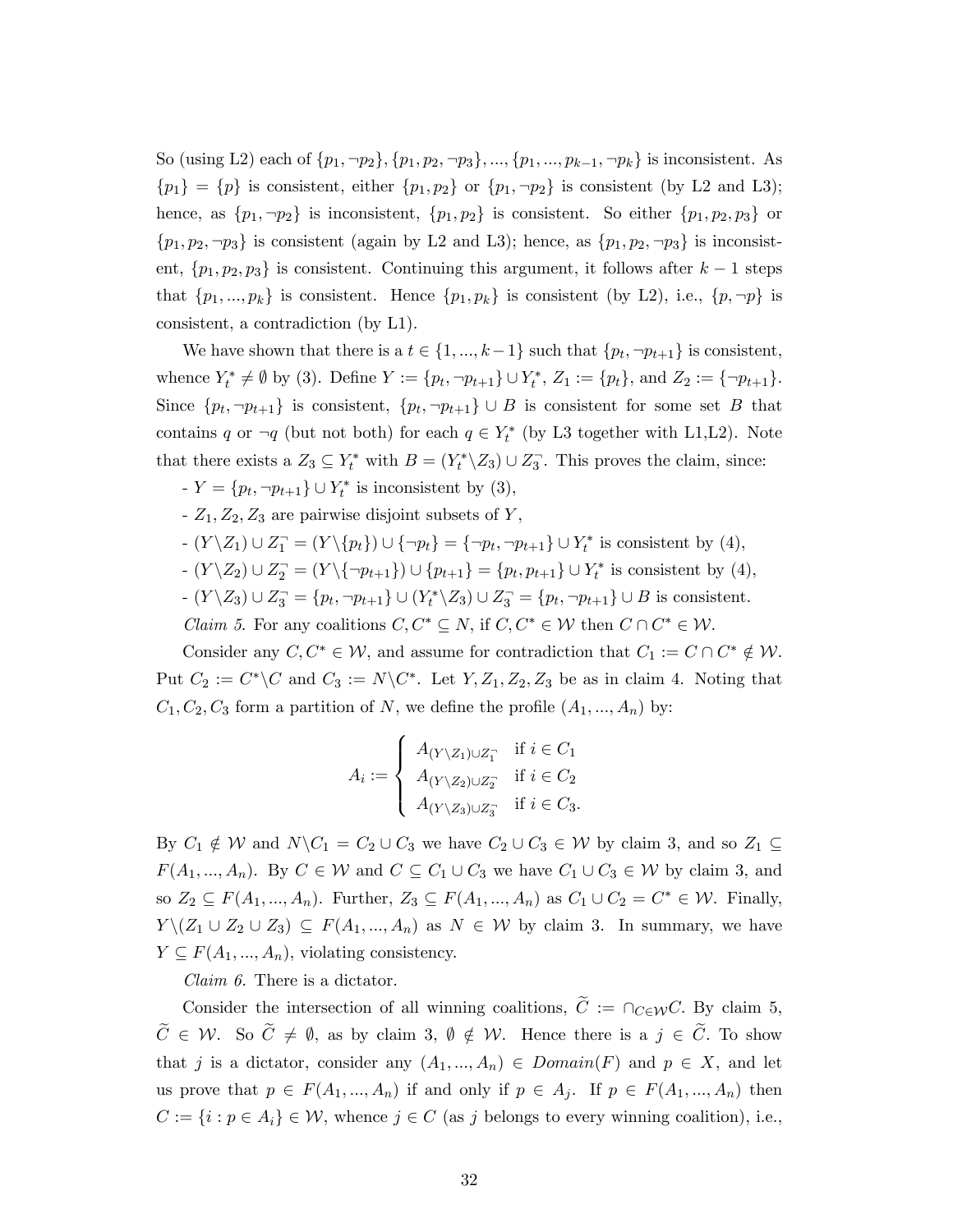So (using L2) each of $\{p_1, \neg p_2\}, \{p_1, p_2, \neg p_3\}, ..., \{p_1, ..., p_{k-1}, \neg p_k\}$ is inconsistent. As $\{p_1\} = \{p\}$ is consistent, either $\{p_1, p_2\}$ or $\{p_1, \neg p_2\}$ is consistent (by L2 and L3); hence, as $\{p_1, \neg p_2\}$ is inconsistent, $\{p_1, p_2\}$ is consistent. So either $\{p_1, p_2, p_3\}$ or $\{p_1, p_2, \neg p_3\}$ is consistent (again by L2 and L3); hence, as $\{p_1, p_2, \neg p_3\}$ is inconsistent, $\{p_1, p_2, p_3\}$ is consistent. Continuing this argument, it follows after $k-1$ steps that $\{p_1, ..., p_k\}$ is consistent. Hence $\{p_1, p_k\}$ is consistent (by L2), i.e., $\{p, \neg p\}$ is consistent, a contradiction (by L1).

We have shown that there is a $t \in \{1, ..., k-1\}$ such that $\{p_t, \neg p_{t+1}\}$ is consistent, whence $Y_t^* \neq \emptyset$ by (3). Define $Y := \{p_t, \neg p_{t+1}\} \cup Y_t^*$, $Z_1 := \{p_t\}$, and $Z_2 := \{\neg p_{t+1}\}$. Since $\{p_t, \neg p_{t+1}\}$ is consistent, $\{p_t, \neg p_{t+1}\} \cup B$ is consistent for some set $B$ that contains $q$ or $\neg q$ (but not both) for each $q \in Y_t^*$ (by L3 together with L1,L2). Note that there exists a $Z_3 \subseteq Y_t^*$ with $B = (Y_t^* \backslash Z_3) \cup Z_3^\neg$. This proves the claim, since:

- $Y = \{p_t, \neg p_{t+1}\} \cup Y_t^*$ is inconsistent by (3),
- $Z_1, Z_2, Z_3$ are pairwise disjoint subsets of $Y$,
- $(Y \backslash Z_1) \cup Z_1^\neg = (Y \backslash \{p_t\}) \cup \{\neg p_t\} = \{\neg p_t, \neg p_{t+1}\} \cup Y_t^*$ is consistent by (4),
- $(Y \backslash Z_2) \cup Z_2^\neg = (Y \backslash \{\neg p_{t+1}\}) \cup \{p_{t+1}\} = \{p_t, p_{t+1}\} \cup Y_t^*$ is consistent by (4),
- $(Y \backslash Z_3) \cup Z_3^\neg = \{p_t, \neg p_{t+1}\} \cup (Y_t^* \backslash Z_3) \cup Z_3^\neg = \{p_t, \neg p_{t+1}\} \cup B$ is consistent.

*Claim 5.* For any coalitions $C, C^* \subseteq N$, if $C, C^* \in \mathcal{W}$ then $C \cap C^* \in \mathcal{W}$.

Consider any $C, C^* \in \mathcal{W}$, and assume for contradiction that $C_1 := C \cap C^* \notin \mathcal{W}$. Put $C_2 := C^* \backslash C$ and $C_3 := N \backslash C^*$. Let $Y, Z_1, Z_2, Z_3$ be as in claim 4. Noting that $C_1, C_2, C_3$ form a partition of $N$, we define the profile $(A_1, ..., A_n)$ by:

$$A_i := \begin{cases} A_{(Y \backslash Z_1) \cup Z_1^\neg} & \text{if } i \in C_1 \\ A_{(Y \backslash Z_2) \cup Z_2^\neg} & \text{if } i \in C_2 \\ A_{(Y \backslash Z_3) \cup Z_3^\neg} & \text{if } i \in C_3. \end{cases}$$

By $C_1 \notin \mathcal{W}$ and $N \backslash C_1 = C_2 \cup C_3$ we have $C_2 \cup C_3 \in \mathcal{W}$ by claim 3, and so $Z_1 \subseteq F(A_1, ..., A_n)$. By $C \in \mathcal{W}$ and $C \subseteq C_1 \cup C_3$ we have $C_1 \cup C_3 \in \mathcal{W}$ by claim 3, and so $Z_2 \subseteq F(A_1, ..., A_n)$. Further, $Z_3 \subseteq F(A_1, ..., A_n)$ as $C_1 \cup C_2 = C^* \in \mathcal{W}$. Finally, $Y \backslash (Z_1 \cup Z_2 \cup Z_3) \subseteq F(A_1, ..., A_n)$ as $N \in \mathcal{W}$ by claim 3. In summary, we have $Y \subseteq F(A_1, ..., A_n)$, violating consistency.

*Claim 6.* There is a dictator.

Consider the intersection of all winning coalitions, $\widetilde{C} := \cap_{C \in \mathcal{W}} C$. By claim 5, $\widetilde{C} \in \mathcal{W}$. So $\widetilde{C} \neq \emptyset$, as by claim 3, $\emptyset \notin \mathcal{W}$. Hence there is a $j \in \widetilde{C}$. To show that $j$ is a dictator, consider any $(A_1, ..., A_n) \in \mathit{Domain}(F)$ and $p \in X$, and let us prove that $p \in F(A_1, ..., A_n)$ if and only if $p \in A_j$. If $p \in F(A_1, ..., A_n)$ then $C := \{i : p \in A_i\} \in \mathcal{W}$, whence $j \in C$ (as $j$ belongs to every winning coalition), i.e.,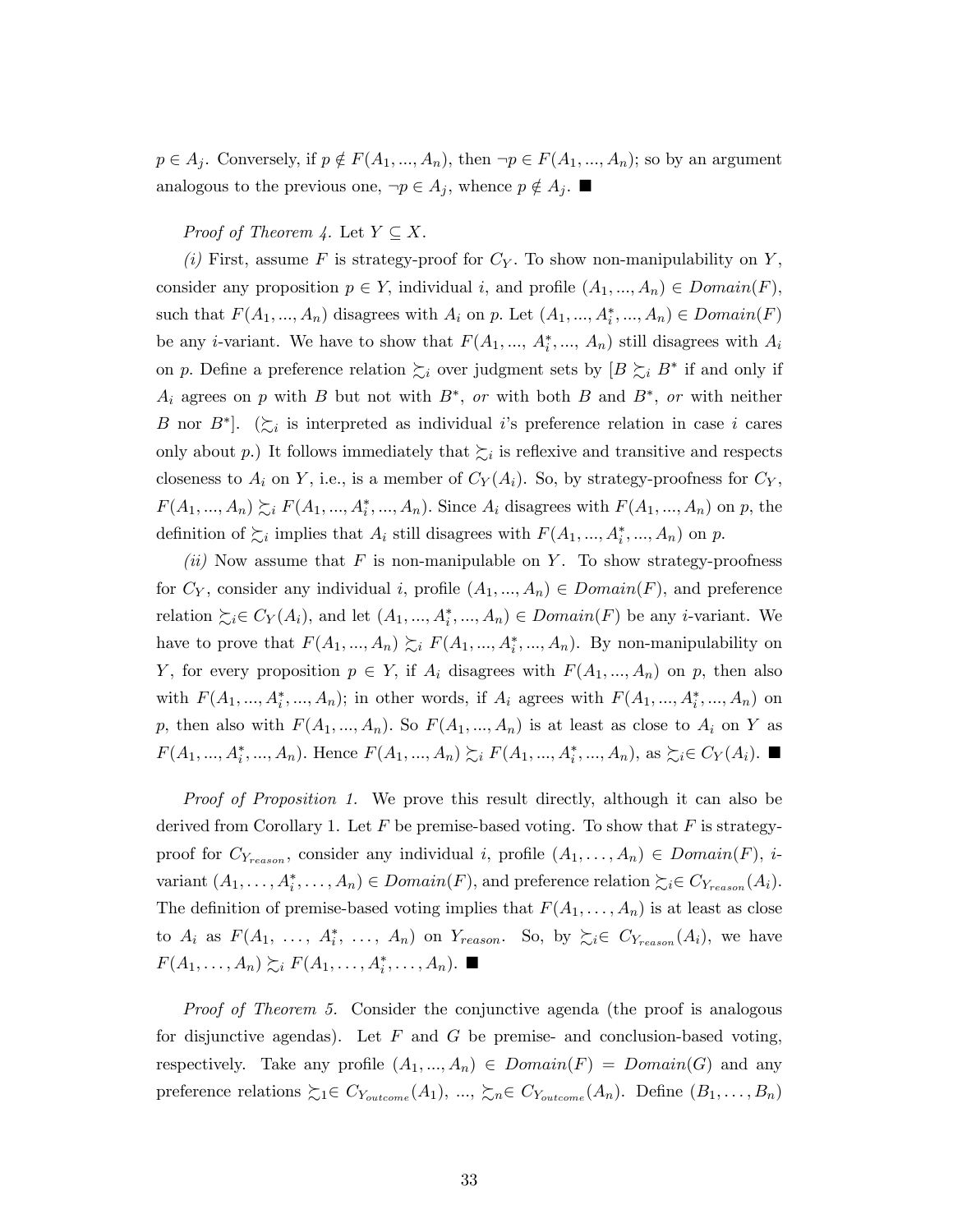$p \in A_j$. Conversely, if $p \notin F(A_1, ..., A_n)$, then $\neg p \in F(A_1, ..., A_n)$; so by an argument analogous to the previous one, $\neg p \in A_j$, whence $p \notin A_j$. ■

*Proof of Theorem 4.* Let $Y \subseteq X$.

*(i)* First, assume $F$ is strategy-proof for $C_Y$. To show non-manipulability on $Y$, consider any proposition $p \in Y$, individual $i$, and profile $(A_1, ..., A_n) \in Domain(F)$, such that $F(A_1, ..., A_n)$ disagrees with $A_i$ on $p$. Let $(A_1, ..., A_i^*, ..., A_n) \in Domain(F)$ be any $i$-variant. We have to show that $F(A_1, ..., A_i^*, ..., A_n)$ still disagrees with $A_i$ on $p$. Define a preference relation $\succsim_i$ over judgment sets by [$B \succsim_i B^*$ if and only if $A_i$ agrees on $p$ with $B$ but not with $B^*$, *or* with both $B$ and $B^*$, *or* with neither $B$ nor $B^*$]. ($\succsim_i$ is interpreted as individual $i$'s preference relation in case $i$ cares only about $p$.) It follows immediately that $\succsim_i$ is reflexive and transitive and respects closeness to $A_i$ on $Y$, i.e., is a member of $C_Y(A_i)$. So, by strategy-proofness for $C_Y$, $F(A_1, ..., A_n) \succsim_i F(A_1, ..., A_i^*, ..., A_n)$. Since $A_i$ disagrees with $F(A_1, ..., A_n)$ on $p$, the definition of $\succsim_i$ implies that $A_i$ still disagrees with $F(A_1, ..., A_i^*, ..., A_n)$ on $p$.

*(ii)* Now assume that $F$ is non-manipulable on $Y$. To show strategy-proofness for $C_Y$, consider any individual $i$, profile $(A_1, ..., A_n) \in Domain(F)$, and preference relation $\succsim_i \in C_Y(A_i)$, and let $(A_1, ..., A_i^*, ..., A_n) \in Domain(F)$ be any $i$-variant. We have to prove that $F(A_1, ..., A_n) \succsim_i F(A_1, ..., A_i^*, ..., A_n)$. By non-manipulability on $Y$, for every proposition $p \in Y$, if $A_i$ disagrees with $F(A_1, ..., A_n)$ on $p$, then also with $F(A_1, ..., A_i^*, ..., A_n)$; in other words, if $A_i$ agrees with $F(A_1, ..., A_i^*, ..., A_n)$ on $p$, then also with $F(A_1, ..., A_n)$. So $F(A_1, ..., A_n)$ is at least as close to $A_i$ on $Y$ as $F(A_1, ..., A_i^*, ..., A_n)$. Hence $F(A_1, ..., A_n) \succsim_i F(A_1, ..., A_i^*, ..., A_n)$, as $\succsim_i \in C_Y(A_i)$. ■

*Proof of Proposition 1.* We prove this result directly, although it can also be derived from Corollary 1. Let $F$ be premise-based voting. To show that $F$ is strategy-proof for $C_{Y_{reason}}$, consider any individual $i$, profile $(A_1, \ldots, A_n) \in Domain(F)$, $i$-variant $(A_1, \ldots, A_i^*, \ldots, A_n) \in Domain(F)$, and preference relation $\succsim_i \in C_{Y_{reason}}(A_i)$. The definition of premise-based voting implies that $F(A_1, \ldots, A_n)$ is at least as close to $A_i$ as $F(A_1, \ldots, A_i^*, \ldots, A_n)$ on $Y_{reason}$. So, by $\succsim_i \in C_{Y_{reason}}(A_i)$, we have $F(A_1, \ldots, A_n) \succsim_i F(A_1, \ldots, A_i^*, \ldots, A_n)$. ■

*Proof of Theorem 5.* Consider the conjunctive agenda (the proof is analogous for disjunctive agendas). Let $F$ and $G$ be premise- and conclusion-based voting, respectively. Take any profile $(A_1, ..., A_n) \in Domain(F) = Domain(G)$ and any preference relations $\succsim_1 \in C_{Y_{outcome}}(A_1)$, ..., $\succsim_n \in C_{Y_{outcome}}(A_n)$. Define $(B_1, \ldots, B_n)$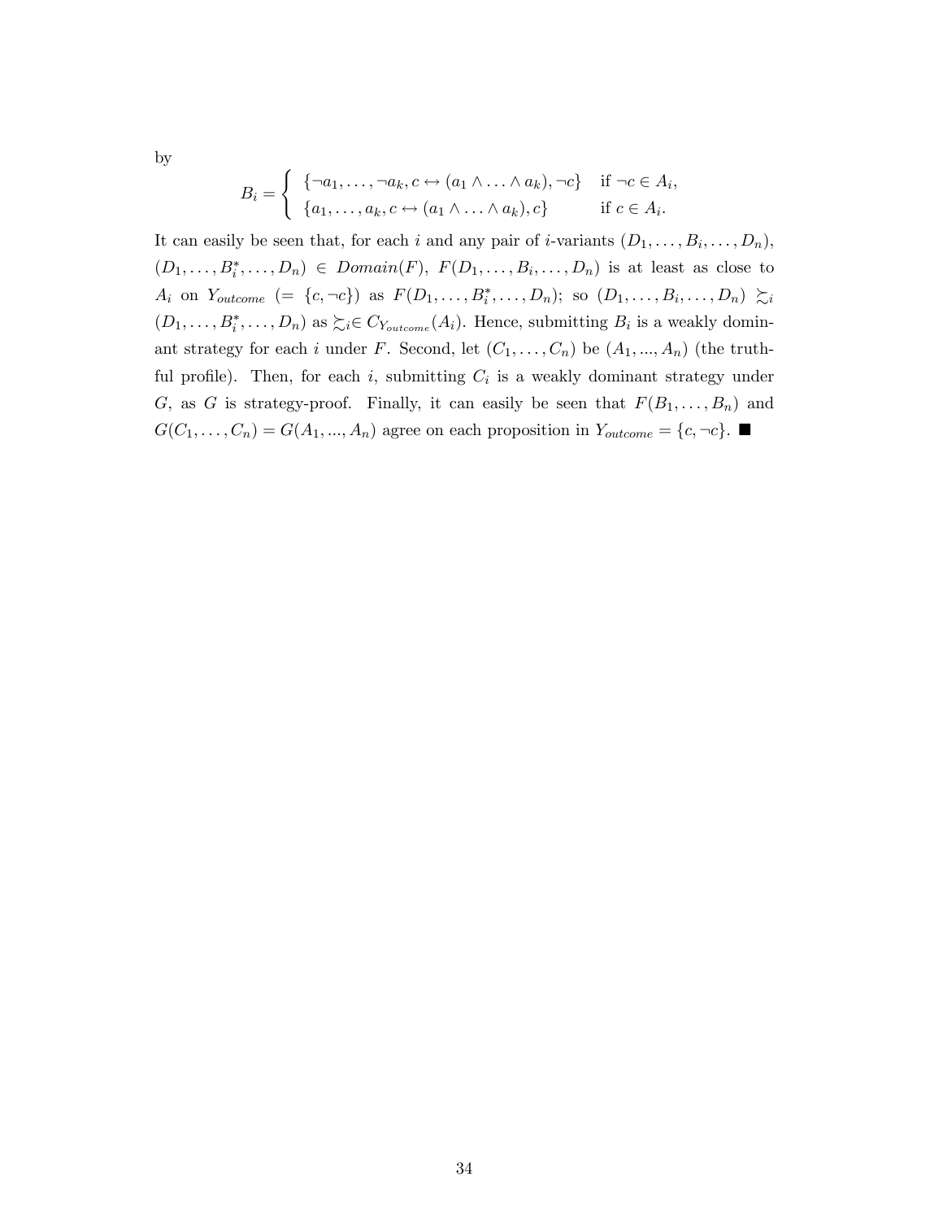by

$$B_i = \begin{cases} \{\neg a_1, \ldots, \neg a_k, c \leftrightarrow (a_1 \wedge \ldots \wedge a_k), \neg c\} & \text{if } \neg c \in A_i, \\ \{a_1, \ldots, a_k, c \leftrightarrow (a_1 \wedge \ldots \wedge a_k), c\} & \text{if } c \in A_i. \end{cases}$$

It can easily be seen that, for each $i$ and any pair of $i$-variants $(D_1, \ldots, B_i, \ldots, D_n)$, $(D_1, \ldots, B_i^*, \ldots, D_n) \in Domain(F)$, $F(D_1, \ldots, B_i, \ldots, D_n)$ is at least as close to $A_i$ on $Y_{outcome}$ $(= \{c, \neg c\})$ as $F(D_1, \ldots, B_i^*, \ldots, D_n)$; so $(D_1, \ldots, B_i, \ldots, D_n) \succsim_i (D_1, \ldots, B_i^*, \ldots, D_n)$ as $\succsim_i \in C_{Y_{outcome}}(A_i)$. Hence, submitting $B_i$ is a weakly dominant strategy for each $i$ under $F$. Second, let $(C_1, \ldots, C_n)$ be $(A_1, ..., A_n)$ (the truthful profile). Then, for each $i$, submitting $C_i$ is a weakly dominant strategy under $G$, as $G$ is strategy-proof. Finally, it can easily be seen that $F(B_1, \ldots, B_n)$ and $G(C_1, \ldots, C_n) = G(A_1, ..., A_n)$ agree on each proposition in $Y_{outcome} = \{c, \neg c\}$. ■